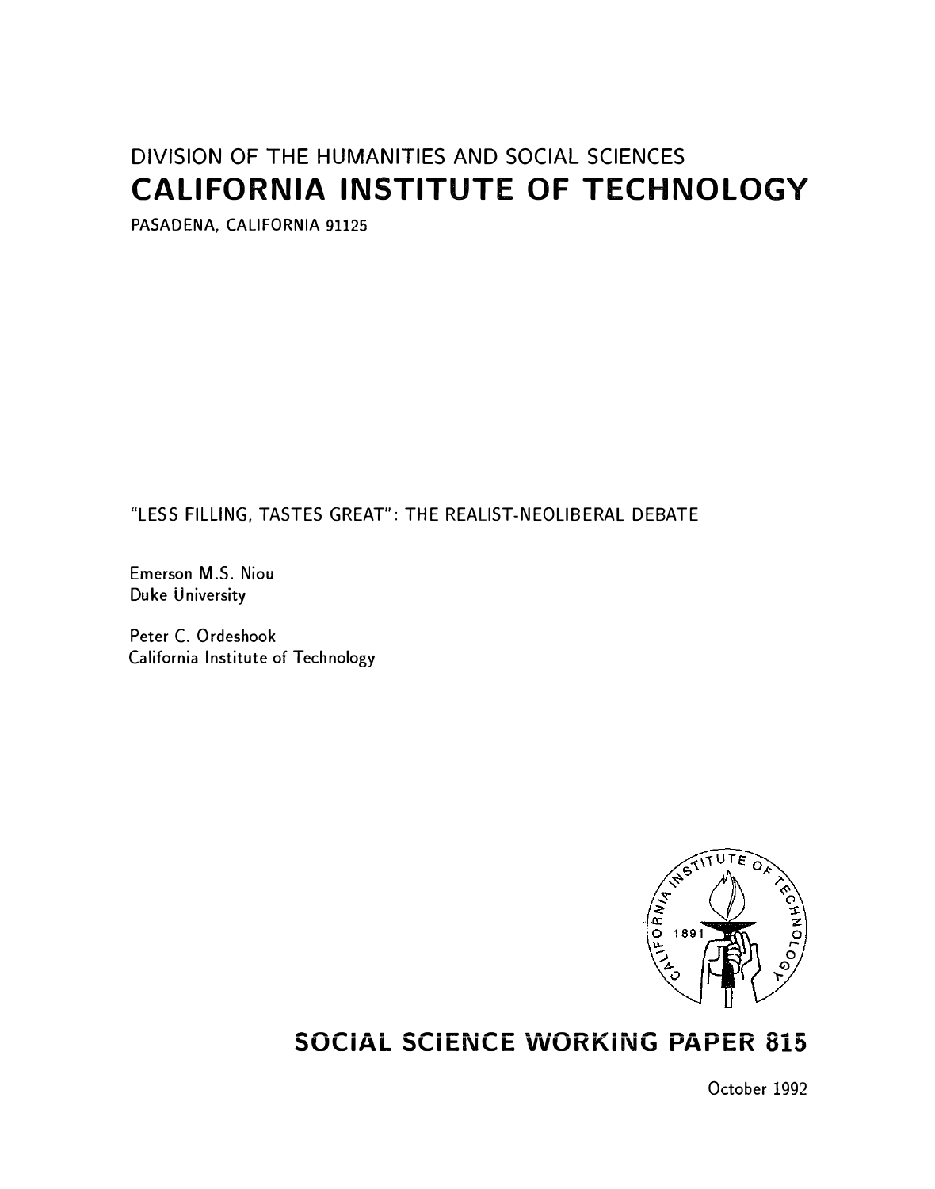DIVISION OF THE HUMANITIES AND SOCIAL SCIENCES

# CALIFORNIA INSTITUTE OF TECHNOLOGY

PASADENA, CALIFORNIA 91125

"LESS FILLING, TASTES GREAT": THE REALIST-NEOLIBERAL DEBATE

Emerson M.S. Niou
Duke University

Peter C. Ordeshook
California Institute of Technology

## SOCIAL SCIENCE WORKING PAPER 815

October 1992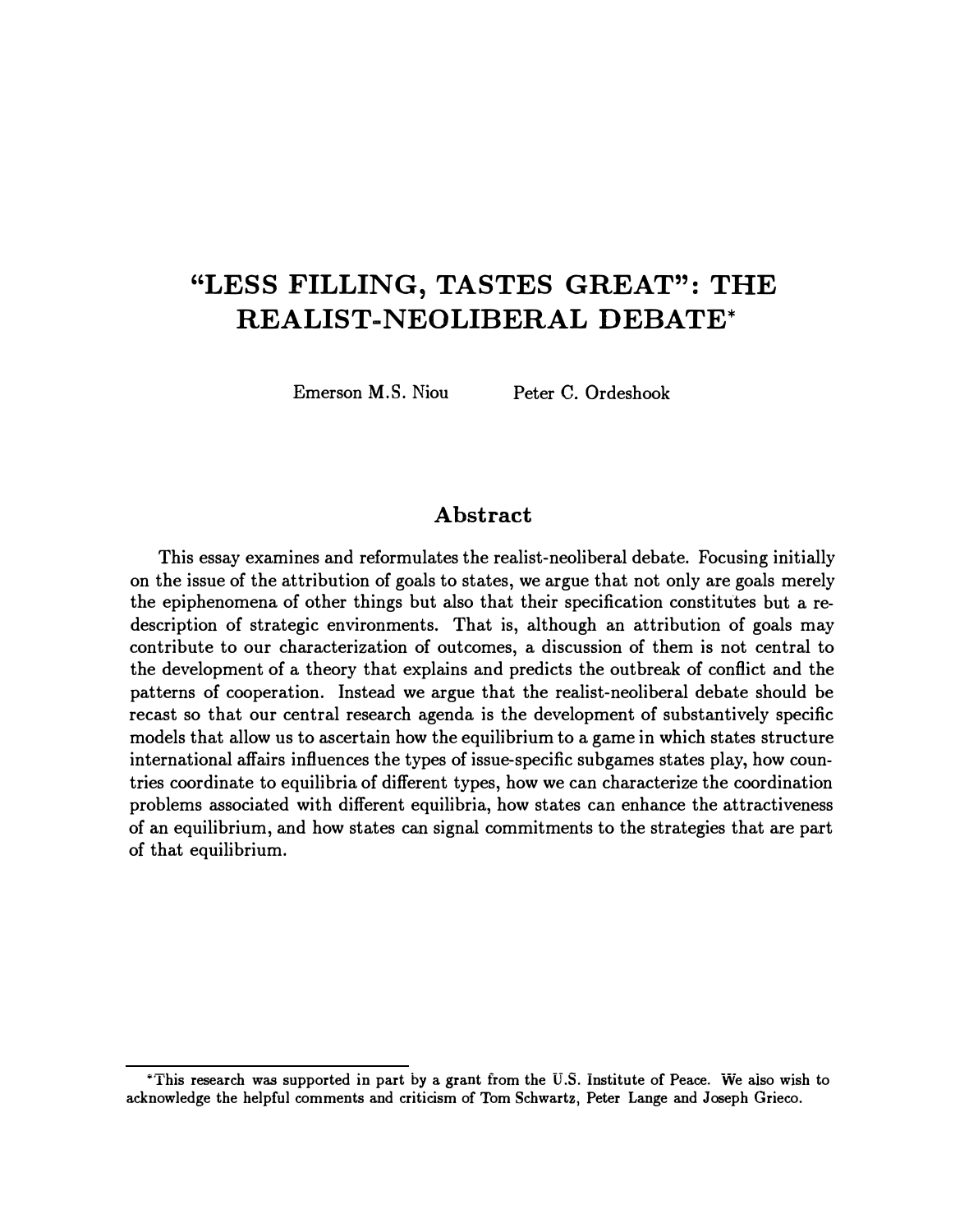# "LESS FILLING, TASTES GREAT": THE REALIST-NEOLIBERAL DEBATE*

Emerson M.S. Niou Peter C. Ordeshook

## Abstract

This essay examines and reformulates the realist-neoliberal debate. Focusing initially on the issue of the attribution of goals to states, we argue that not only are goals merely the epiphenomena of other things but also that their specification constitutes but a redescription of strategic environments. That is, although an attribution of goals may contribute to our characterization of outcomes, a discussion of them is not central to the development of a theory that explains and predicts the outbreak of conflict and the patterns of cooperation. Instead we argue that the realist-neoliberal debate should be recast so that our central research agenda is the development of substantively specific models that allow us to ascertain how the equilibrium to a game in which states structure international affairs influences the types of issue-specific subgames states play, how countries coordinate to equilibria of different types, how we can characterize the coordination problems associated with different equilibria, how states can enhance the attractiveness of an equilibrium, and how states can signal commitments to the strategies that are part of that equilibrium.

*This research was supported in part by a grant from the U.S. Institute of Peace. We also wish to acknowledge the helpful comments and criticism of Tom Schwartz, Peter Lange and Joseph Grieco.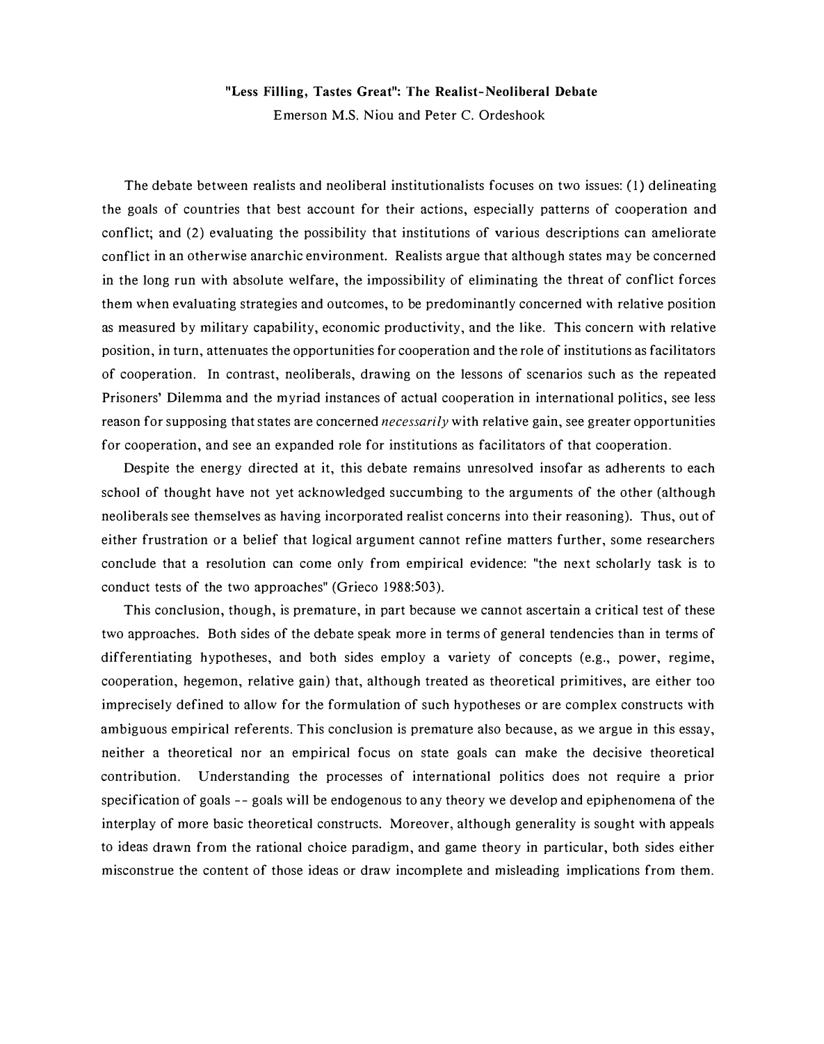## "Less Filling, Tastes Great": The Realist-Neoliberal Debate

Emerson M.S. Niou and Peter C. Ordeshook

The debate between realists and neoliberal institutionalists focuses on two issues: (1) delineating the goals of countries that best account for their actions, especially patterns of cooperation and conflict; and (2) evaluating the possibility that institutions of various descriptions can ameliorate conflict in an otherwise anarchic environment. Realists argue that although states may be concerned in the long run with absolute welfare, the impossibility of eliminating the threat of conflict forces them when evaluating strategies and outcomes, to be predominantly concerned with relative position as measured by military capability, economic productivity, and the like. This concern with relative position, in turn, attenuates the opportunities for cooperation and the role of institutions as facilitators of cooperation. In contrast, neoliberals, drawing on the lessons of scenarios such as the repeated Prisoners' Dilemma and the myriad instances of actual cooperation in international politics, see less reason for supposing that states are concerned *necessarily* with relative gain, see greater opportunities for cooperation, and see an expanded role for institutions as facilitators of that cooperation.

Despite the energy directed at it, this debate remains unresolved insofar as adherents to each school of thought have not yet acknowledged succumbing to the arguments of the other (although neoliberals see themselves as having incorporated realist concerns into their reasoning). Thus, out of either frustration or a belief that logical argument cannot refine matters further, some researchers conclude that a resolution can come only from empirical evidence: "the next scholarly task is to conduct tests of the two approaches" (Grieco 1988:503).

This conclusion, though, is premature, in part because we cannot ascertain a critical test of these two approaches. Both sides of the debate speak more in terms of general tendencies than in terms of differentiating hypotheses, and both sides employ a variety of concepts (e.g., power, regime, cooperation, hegemon, relative gain) that, although treated as theoretical primitives, are either too imprecisely defined to allow for the formulation of such hypotheses or are complex constructs with ambiguous empirical referents. This conclusion is premature also because, as we argue in this essay, neither a theoretical nor an empirical focus on state goals can make the decisive theoretical contribution. Understanding the processes of international politics does not require a prior specification of goals -- goals will be endogenous to any theory we develop and epiphenomena of the interplay of more basic theoretical constructs. Moreover, although generality is sought with appeals to ideas drawn from the rational choice paradigm, and game theory in particular, both sides either misconstrue the content of those ideas or draw incomplete and misleading implications from them.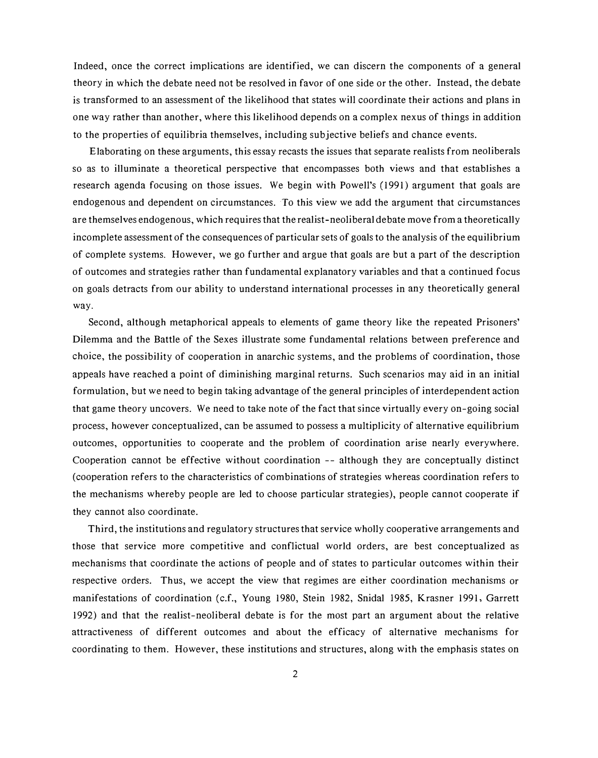Indeed, once the correct implications are identified, we can discern the components of a general theory in which the debate need not be resolved in favor of one side or the other. Instead, the debate is transformed to an assessment of the likelihood that states will coordinate their actions and plans in one way rather than another, where this likelihood depends on a complex nexus of things in addition to the properties of equilibria themselves, including subjective beliefs and chance events.

Elaborating on these arguments, this essay recasts the issues that separate realists from neoliberals so as to illuminate a theoretical perspective that encompasses both views and that establishes a research agenda focusing on those issues. We begin with Powell's (1991) argument that goals are endogenous and dependent on circumstances. To this view we add the argument that circumstances are themselves endogenous, which requires that the realist-neoliberal debate move from a theoretically incomplete assessment of the consequences of particular sets of goals to the analysis of the equilibrium of complete systems. However, we go further and argue that goals are but a part of the description of outcomes and strategies rather than fundamental explanatory variables and that a continued focus on goals detracts from our ability to understand international processes in any theoretically general way.

Second, although metaphorical appeals to elements of game theory like the repeated Prisoners' Dilemma and the Battle of the Sexes illustrate some fundamental relations between preference and choice, the possibility of cooperation in anarchic systems, and the problems of coordination, those appeals have reached a point of diminishing marginal returns. Such scenarios may aid in an initial formulation, but we need to begin taking advantage of the general principles of interdependent action that game theory uncovers. We need to take note of the fact that since virtually every on-going social process, however conceptualized, can be assumed to possess a multiplicity of alternative equilibrium outcomes, opportunities to cooperate and the problem of coordination arise nearly everywhere. Cooperation cannot be effective without coordination -- although they are conceptually distinct (cooperation refers to the characteristics of combinations of strategies whereas coordination refers to the mechanisms whereby people are led to choose particular strategies), people cannot cooperate if they cannot also coordinate.

Third, the institutions and regulatory structures that service wholly cooperative arrangements and those that service more competitive and conflictual world orders, are best conceptualized as mechanisms that coordinate the actions of people and of states to particular outcomes within their respective orders. Thus, we accept the view that regimes are either coordination mechanisms or manifestations of coordination (c.f., Young 1980, Stein 1982, Snidal 1985, Krasner 1991, Garrett 1992) and that the realist-neoliberal debate is for the most part an argument about the relative attractiveness of different outcomes and about the efficacy of alternative mechanisms for coordinating to them. However, these institutions and structures, along with the emphasis states on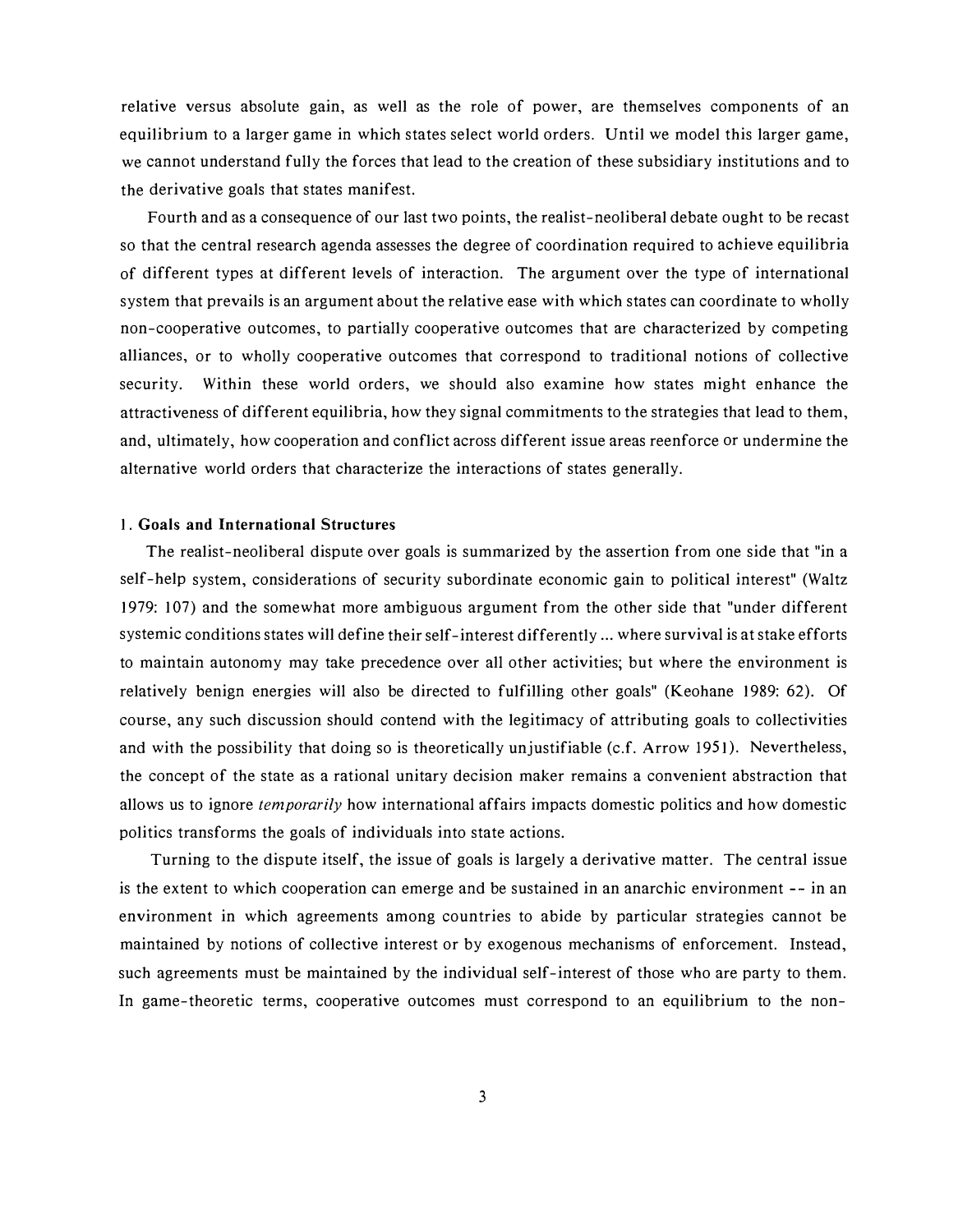relative versus absolute gain, as well as the role of power, are themselves components of an equilibrium to a larger game in which states select world orders. Until we model this larger game, we cannot understand fully the forces that lead to the creation of these subsidiary institutions and to the derivative goals that states manifest.

Fourth and as a consequence of our last two points, the realist-neoliberal debate ought to be recast so that the central research agenda assesses the degree of coordination required to achieve equilibria of different types at different levels of interaction. The argument over the type of international system that prevails is an argument about the relative ease with which states can coordinate to wholly non-cooperative outcomes, to partially cooperative outcomes that are characterized by competing alliances, or to wholly cooperative outcomes that correspond to traditional notions of collective security. Within these world orders, we should also examine how states might enhance the attractiveness of different equilibria, how they signal commitments to the strategies that lead to them, and, ultimately, how cooperation and conflict across different issue areas reenforce or undermine the alternative world orders that characterize the interactions of states generally.

### 1. Goals and International Structures

The realist-neoliberal dispute over goals is summarized by the assertion from one side that "in a self-help system, considerations of security subordinate economic gain to political interest" (Waltz 1979: 107) and the somewhat more ambiguous argument from the other side that "under different systemic conditions states will define their self-interest differently ... where survival is at stake efforts to maintain autonomy may take precedence over all other activities; but where the environment is relatively benign energies will also be directed to fulfilling other goals" (Keohane 1989: 62). Of course, any such discussion should contend with the legitimacy of attributing goals to collectivities and with the possibility that doing so is theoretically unjustifiable (c.f. Arrow 1951). Nevertheless, the concept of the state as a rational unitary decision maker remains a convenient abstraction that allows us to ignore *temporarily* how international affairs impacts domestic politics and how domestic politics transforms the goals of individuals into state actions.

Turning to the dispute itself, the issue of goals is largely a derivative matter. The central issue is the extent to which cooperation can emerge and be sustained in an anarchic environment -- in an environment in which agreements among countries to abide by particular strategies cannot be maintained by notions of collective interest or by exogenous mechanisms of enforcement. Instead, such agreements must be maintained by the individual self-interest of those who are party to them. In game-theoretic terms, cooperative outcomes must correspond to an equilibrium to the non-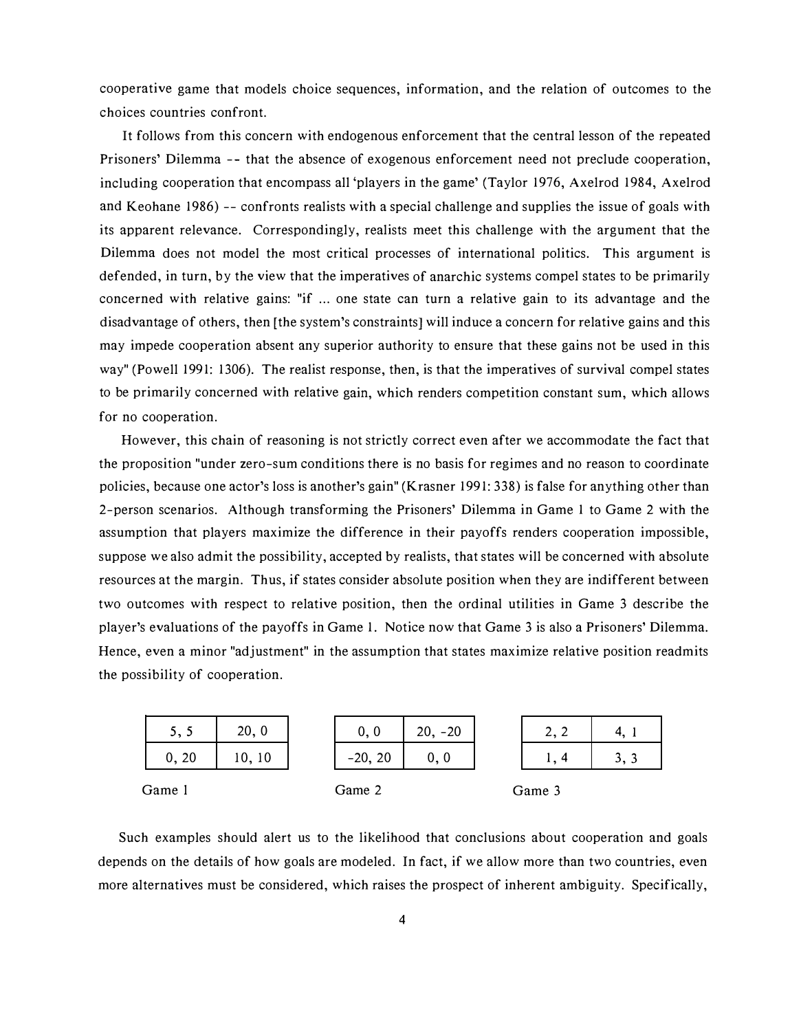cooperative game that models choice sequences, information, and the relation of outcomes to the choices countries confront.

It follows from this concern with endogenous enforcement that the central lesson of the repeated Prisoners' Dilemma -- that the absence of exogenous enforcement need not preclude cooperation, including cooperation that encompass all 'players in the game' (Taylor 1976, Axelrod 1984, Axelrod and Keohane 1986) -- confronts realists with a special challenge and supplies the issue of goals with its apparent relevance. Correspondingly, realists meet this challenge with the argument that the Dilemma does not model the most critical processes of international politics. This argument is defended, in turn, by the view that the imperatives of anarchic systems compel states to be primarily concerned with relative gains: "if ... one state can turn a relative gain to its advantage and the disadvantage of others, then [the system's constraints] will induce a concern for relative gains and this may impede cooperation absent any superior authority to ensure that these gains not be used in this way" (Powell 1991: 1306). The realist response, then, is that the imperatives of survival compel states to be primarily concerned with relative gain, which renders competition constant sum, which allows for no cooperation.

However, this chain of reasoning is not strictly correct even after we accommodate the fact that the proposition "under zero-sum conditions there is no basis for regimes and no reason to coordinate policies, because one actor's loss is another's gain" (Krasner 1991: 338) is false for anything other than 2-person scenarios. Although transforming the Prisoners' Dilemma in Game 1 to Game 2 with the assumption that players maximize the difference in their payoffs renders cooperation impossible, suppose we also admit the possibility, accepted by realists, that states will be concerned with absolute resources at the margin. Thus, if states consider absolute position when they are indifferent between two outcomes with respect to relative position, then the ordinal utilities in Game 3 describe the player's evaluations of the payoffs in Game 1. Notice now that Game 3 is also a Prisoners' Dilemma. Hence, even a minor "adjustment" in the assumption that states maximize relative position readmits the possibility of cooperation.

| | |
|---|---|
| 5, 5 | 20, 0 |
| 0, 20 | 10, 10 |

Game 1

| | |
|---|---|
| 0, 0 | 20, -20 |
| -20, 20 | 0, 0 |

Game 2

| | |
|---|---|
| 2, 2 | 4, 1 |
| 1, 4 | 3, 3 |

Game 3

Such examples should alert us to the likelihood that conclusions about cooperation and goals depends on the details of how goals are modeled. In fact, if we allow more than two countries, even more alternatives must be considered, which raises the prospect of inherent ambiguity. Specifically,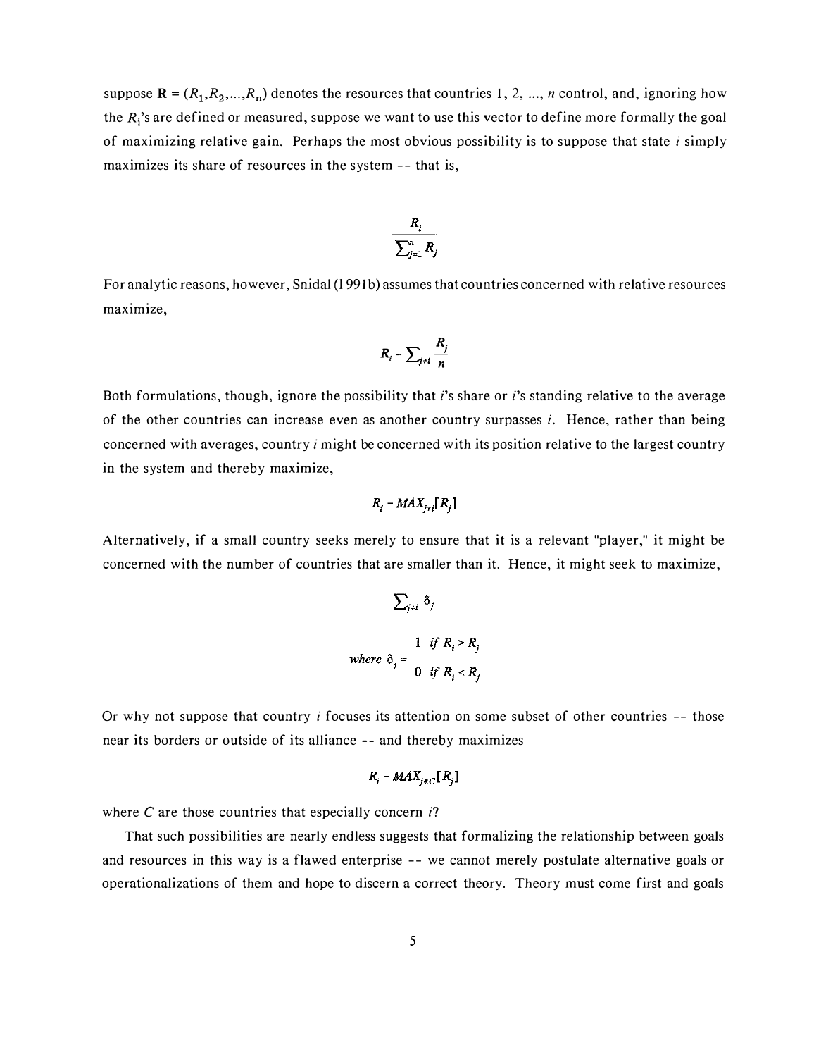suppose $\mathbf{R} = (R_1, R_2, ..., R_n)$ denotes the resources that countries 1, 2, ..., $n$ control, and, ignoring how the $R_i$'s are defined or measured, suppose we want to use this vector to define more formally the goal of maximizing relative gain. Perhaps the most obvious possibility is to suppose that state $i$ simply maximizes its share of resources in the system -- that is,

$$\frac{R_i}{\sum_{j=1}^{n} R_j}$$

For analytic reasons, however, Snidal (1991b) assumes that countries concerned with relative resources maximize,

$$R_i - \sum_{j \neq i} \frac{R_j}{n}$$

Both formulations, though, ignore the possibility that $i$'s share or $i$'s standing relative to the average of the other countries can increase even as another country surpasses $i$. Hence, rather than being concerned with averages, country $i$ might be concerned with its position relative to the largest country in the system and thereby maximize,

$$R_i - MAX_{j \neq i}[R_j]$$

Alternatively, if a small country seeks merely to ensure that it is a relevant "player," it might be concerned with the number of countries that are smaller than it. Hence, it might seek to maximize,

$$\sum_{j \neq i} \delta_j$$

$$where\ \delta_j = \begin{cases} 1 & if\ R_i > R_j \\ 0 & if\ R_i \leq R_j \end{cases}$$

Or why not suppose that country $i$ focuses its attention on some subset of other countries -- those near its borders or outside of its alliance -- and thereby maximizes

$$R_i - MAX_{j \in C}[R_j]$$

where $C$ are those countries that especially concern $i$?

That such possibilities are nearly endless suggests that formalizing the relationship between goals and resources in this way is a flawed enterprise -- we cannot merely postulate alternative goals or operationalizations of them and hope to discern a correct theory. Theory must come first and goals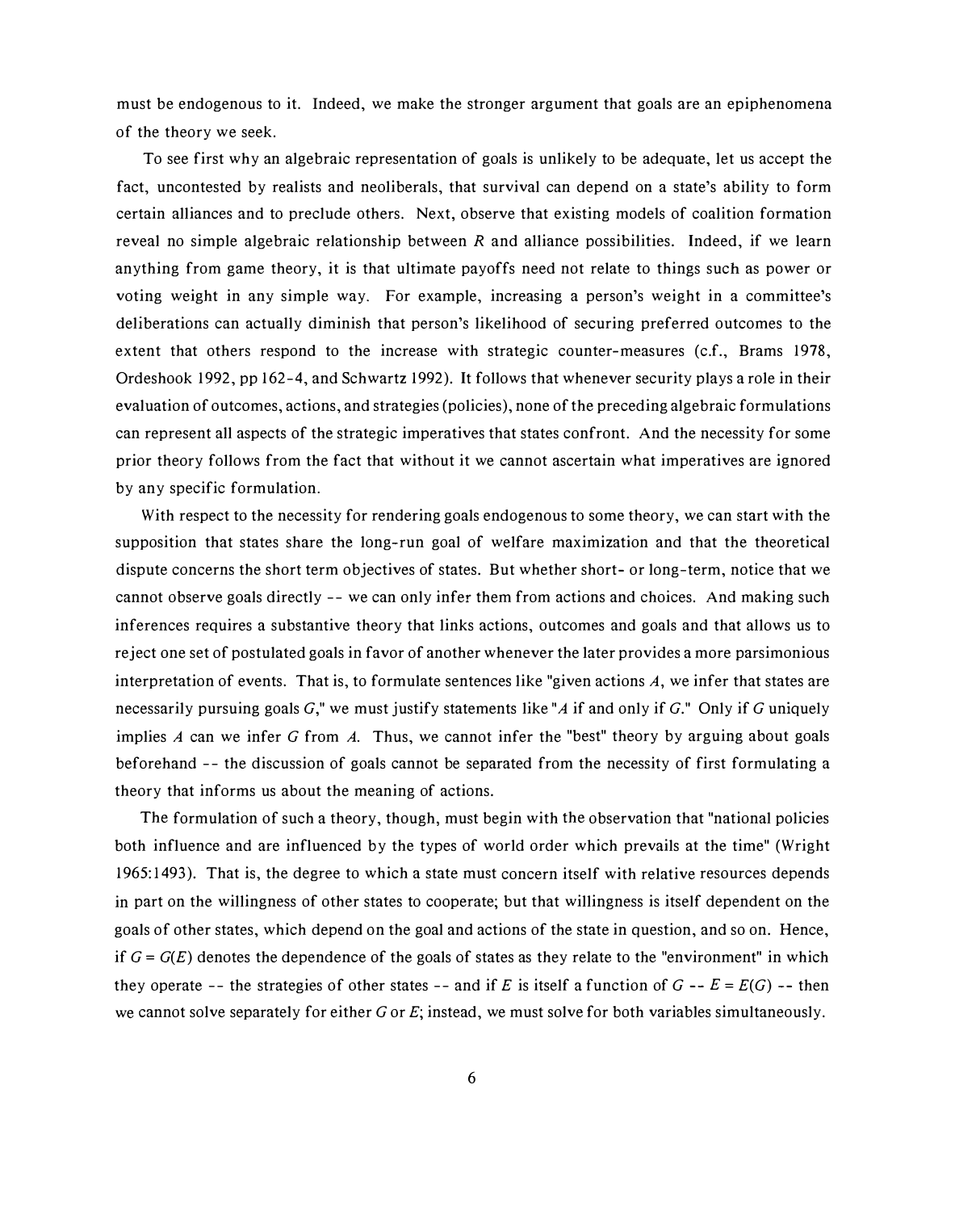must be endogenous to it. Indeed, we make the stronger argument that goals are an epiphenomena of the theory we seek.

To see first why an algebraic representation of goals is unlikely to be adequate, let us accept the fact, uncontested by realists and neoliberals, that survival can depend on a state's ability to form certain alliances and to preclude others. Next, observe that existing models of coalition formation reveal no simple algebraic relationship between $R$ and alliance possibilities. Indeed, if we learn anything from game theory, it is that ultimate payoffs need not relate to things such as power or voting weight in any simple way. For example, increasing a person's weight in a committee's deliberations can actually diminish that person's likelihood of securing preferred outcomes to the extent that others respond to the increase with strategic counter-measures (c.f., Brams 1978, Ordeshook 1992, pp 162-4, and Schwartz 1992). It follows that whenever security plays a role in their evaluation of outcomes, actions, and strategies (policies), none of the preceding algebraic formulations can represent all aspects of the strategic imperatives that states confront. And the necessity for some prior theory follows from the fact that without it we cannot ascertain what imperatives are ignored by any specific formulation.

With respect to the necessity for rendering goals endogenous to some theory, we can start with the supposition that states share the long-run goal of welfare maximization and that the theoretical dispute concerns the short term objectives of states. But whether short- or long-term, notice that we cannot observe goals directly -- we can only infer them from actions and choices. And making such inferences requires a substantive theory that links actions, outcomes and goals and that allows us to reject one set of postulated goals in favor of another whenever the later provides a more parsimonious interpretation of events. That is, to formulate sentences like "given actions $A$, we infer that states are necessarily pursuing goals $G$," we must justify statements like "$A$ if and only if $G$." Only if $G$ uniquely implies $A$ can we infer $G$ from $A$. Thus, we cannot infer the "best" theory by arguing about goals beforehand -- the discussion of goals cannot be separated from the necessity of first formulating a theory that informs us about the meaning of actions.

The formulation of such a theory, though, must begin with the observation that "national policies both influence and are influenced by the types of world order which prevails at the time" (Wright 1965:1493). That is, the degree to which a state must concern itself with relative resources depends in part on the willingness of other states to cooperate; but that willingness is itself dependent on the goals of other states, which depend on the goal and actions of the state in question, and so on. Hence, if $G = G(E)$ denotes the dependence of the goals of states as they relate to the "environment" in which they operate -- the strategies of other states -- and if $E$ is itself a function of $G$ -- $E = E(G)$ -- then we cannot solve separately for either $G$ or $E$; instead, we must solve for both variables simultaneously.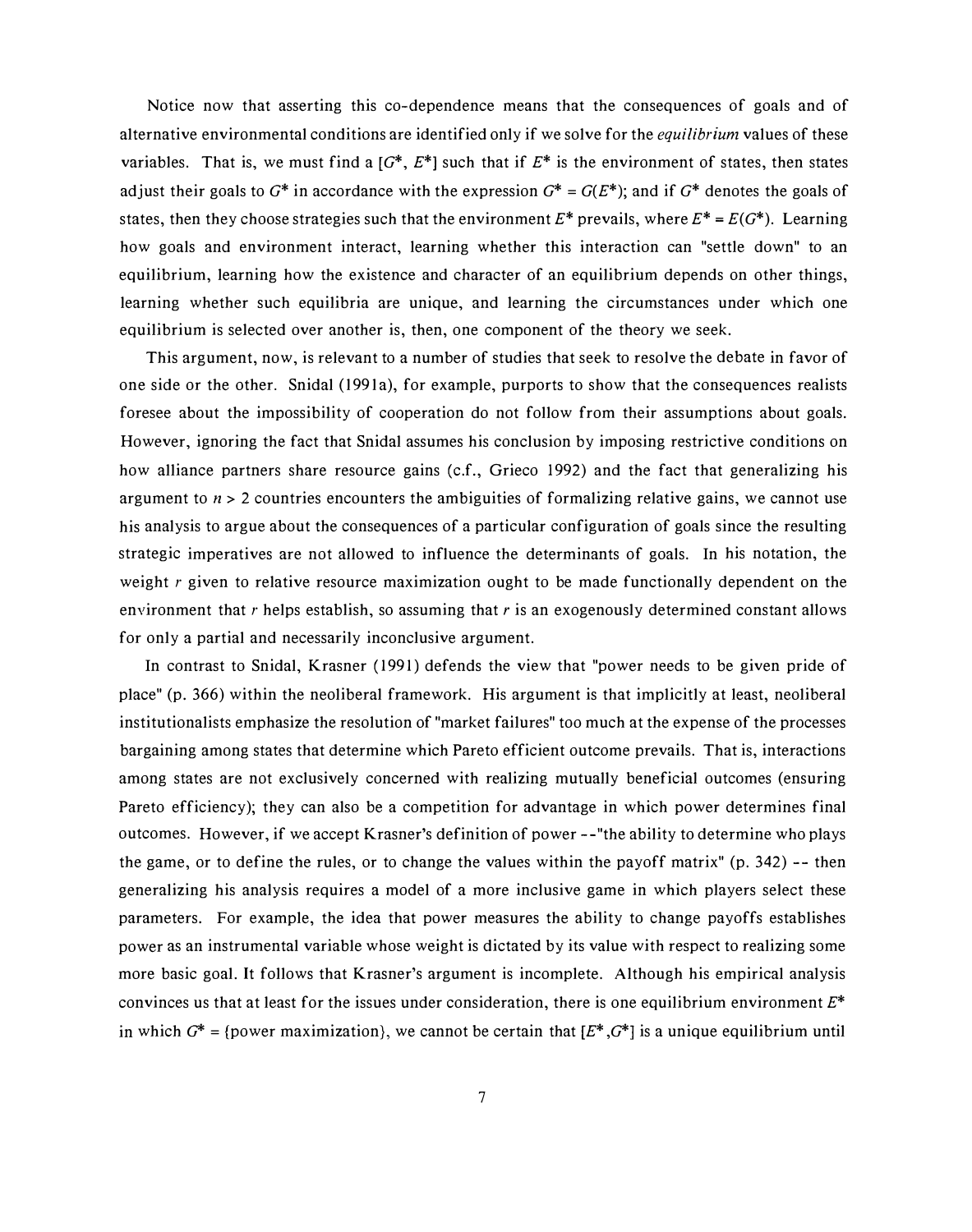Notice now that asserting this co-dependence means that the consequences of goals and of alternative environmental conditions are identified only if we solve for the *equilibrium* values of these variables. That is, we must find a $[G^*, E^*]$ such that if $E^*$ is the environment of states, then states adjust their goals to $G^*$ in accordance with the expression $G^* = G(E^*)$; and if $G^*$ denotes the goals of states, then they choose strategies such that the environment $E^*$ prevails, where $E^* = E(G^*)$. Learning how goals and environment interact, learning whether this interaction can "settle down" to an equilibrium, learning how the existence and character of an equilibrium depends on other things, learning whether such equilibria are unique, and learning the circumstances under which one equilibrium is selected over another is, then, one component of the theory we seek.

This argument, now, is relevant to a number of studies that seek to resolve the debate in favor of one side or the other. Snidal (1991a), for example, purports to show that the consequences realists foresee about the impossibility of cooperation do not follow from their assumptions about goals. However, ignoring the fact that Snidal assumes his conclusion by imposing restrictive conditions on how alliance partners share resource gains (c.f., Grieco 1992) and the fact that generalizing his argument to $n > 2$ countries encounters the ambiguities of formalizing relative gains, we cannot use his analysis to argue about the consequences of a particular configuration of goals since the resulting strategic imperatives are not allowed to influence the determinants of goals. In his notation, the weight $r$ given to relative resource maximization ought to be made functionally dependent on the environment that $r$ helps establish, so assuming that $r$ is an exogenously determined constant allows for only a partial and necessarily inconclusive argument.

In contrast to Snidal, Krasner (1991) defends the view that "power needs to be given pride of place" (p. 366) within the neoliberal framework. His argument is that implicitly at least, neoliberal institutionalists emphasize the resolution of "market failures" too much at the expense of the processes bargaining among states that determine which Pareto efficient outcome prevails. That is, interactions among states are not exclusively concerned with realizing mutually beneficial outcomes (ensuring Pareto efficiency); they can also be a competition for advantage in which power determines final outcomes. However, if we accept Krasner's definition of power --"the ability to determine who plays the game, or to define the rules, or to change the values within the payoff matrix" (p. 342) -- then generalizing his analysis requires a model of a more inclusive game in which players select these parameters. For example, the idea that power measures the ability to change payoffs establishes power as an instrumental variable whose weight is dictated by its value with respect to realizing some more basic goal. It follows that Krasner's argument is incomplete. Although his empirical analysis convinces us that at least for the issues under consideration, there is one equilibrium environment $E^*$ in which $G^*$ = {power maximization}, we cannot be certain that $[E^*, G^*]$ is a unique equilibrium until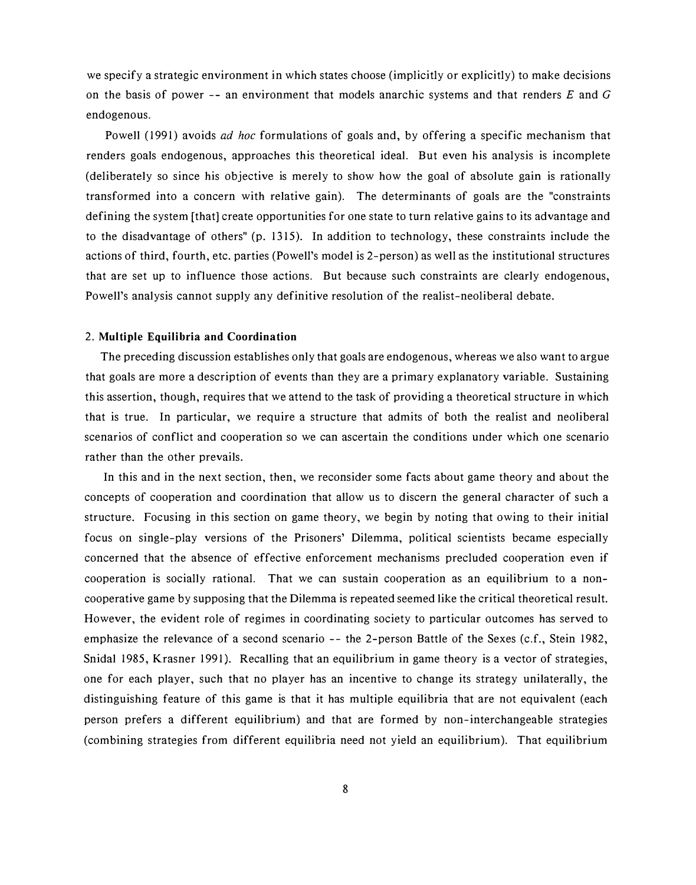we specify a strategic environment in which states choose (implicitly or explicitly) to make decisions on the basis of power -- an environment that models anarchic systems and that renders $E$ and $G$ endogenous.

Powell (1991) avoids *ad hoc* formulations of goals and, by offering a specific mechanism that renders goals endogenous, approaches this theoretical ideal. But even his analysis is incomplete (deliberately so since his objective is merely to show how the goal of absolute gain is rationally transformed into a concern with relative gain). The determinants of goals are the "constraints defining the system [that] create opportunities for one state to turn relative gains to its advantage and to the disadvantage of others" (p. 1315). In addition to technology, these constraints include the actions of third, fourth, etc. parties (Powell's model is 2-person) as well as the institutional structures that are set up to influence those actions. But because such constraints are clearly endogenous, Powell's analysis cannot supply any definitive resolution of the realist-neoliberal debate.

## 2. Multiple Equilibria and Coordination

The preceding discussion establishes only that goals are endogenous, whereas we also want to argue that goals are more a description of events than they are a primary explanatory variable. Sustaining this assertion, though, requires that we attend to the task of providing a theoretical structure in which that is true. In particular, we require a structure that admits of both the realist and neoliberal scenarios of conflict and cooperation so we can ascertain the conditions under which one scenario rather than the other prevails.

In this and in the next section, then, we reconsider some facts about game theory and about the concepts of cooperation and coordination that allow us to discern the general character of such a structure. Focusing in this section on game theory, we begin by noting that owing to their initial focus on single-play versions of the Prisoners' Dilemma, political scientists became especially concerned that the absence of effective enforcement mechanisms precluded cooperation even if cooperation is socially rational. That we can sustain cooperation as an equilibrium to a non-cooperative game by supposing that the Dilemma is repeated seemed like the critical theoretical result. However, the evident role of regimes in coordinating society to particular outcomes has served to emphasize the relevance of a second scenario -- the 2-person Battle of the Sexes (c.f., Stein 1982, Snidal 1985, Krasner 1991). Recalling that an equilibrium in game theory is a vector of strategies, one for each player, such that no player has an incentive to change its strategy unilaterally, the distinguishing feature of this game is that it has multiple equilibria that are not equivalent (each person prefers a different equilibrium) and that are formed by non-interchangeable strategies (combining strategies from different equilibria need not yield an equilibrium). That equilibrium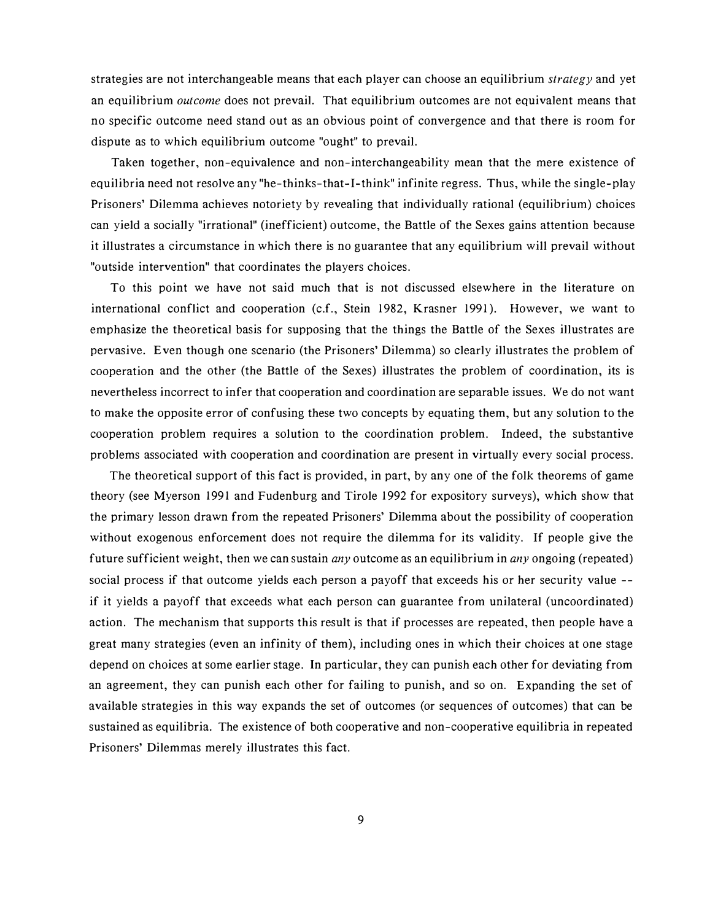strategies are not interchangeable means that each player can choose an equilibrium *strategy* and yet an equilibrium *outcome* does not prevail. That equilibrium outcomes are not equivalent means that no specific outcome need stand out as an obvious point of convergence and that there is room for dispute as to which equilibrium outcome "ought" to prevail.

Taken together, non-equivalence and non-interchangeability mean that the mere existence of equilibria need not resolve any "he-thinks-that-I-think" infinite regress. Thus, while the single-play Prisoners' Dilemma achieves notoriety by revealing that individually rational (equilibrium) choices can yield a socially "irrational" (inefficient) outcome, the Battle of the Sexes gains attention because it illustrates a circumstance in which there is no guarantee that any equilibrium will prevail without "outside intervention" that coordinates the players choices.

To this point we have not said much that is not discussed elsewhere in the literature on international conflict and cooperation (c.f., Stein 1982, Krasner 1991). However, we want to emphasize the theoretical basis for supposing that the things the Battle of the Sexes illustrates are pervasive. Even though one scenario (the Prisoners' Dilemma) so clearly illustrates the problem of cooperation and the other (the Battle of the Sexes) illustrates the problem of coordination, its is nevertheless incorrect to infer that cooperation and coordination are separable issues. We do not want to make the opposite error of confusing these two concepts by equating them, but any solution to the cooperation problem requires a solution to the coordination problem. Indeed, the substantive problems associated with cooperation and coordination are present in virtually every social process.

The theoretical support of this fact is provided, in part, by any one of the folk theorems of game theory (see Myerson 1991 and Fudenburg and Tirole 1992 for expository surveys), which show that the primary lesson drawn from the repeated Prisoners' Dilemma about the possibility of cooperation without exogenous enforcement does not require the dilemma for its validity. If people give the future sufficient weight, then we can sustain *any* outcome as an equilibrium in *any* ongoing (repeated) social process if that outcome yields each person a payoff that exceeds his or her security value -- if it yields a payoff that exceeds what each person can guarantee from unilateral (uncoordinated) action. The mechanism that supports this result is that if processes are repeated, then people have a great many strategies (even an infinity of them), including ones in which their choices at one stage depend on choices at some earlier stage. In particular, they can punish each other for deviating from an agreement, they can punish each other for failing to punish, and so on. Expanding the set of available strategies in this way expands the set of outcomes (or sequences of outcomes) that can be sustained as equilibria. The existence of both cooperative and non-cooperative equilibria in repeated Prisoners' Dilemmas merely illustrates this fact.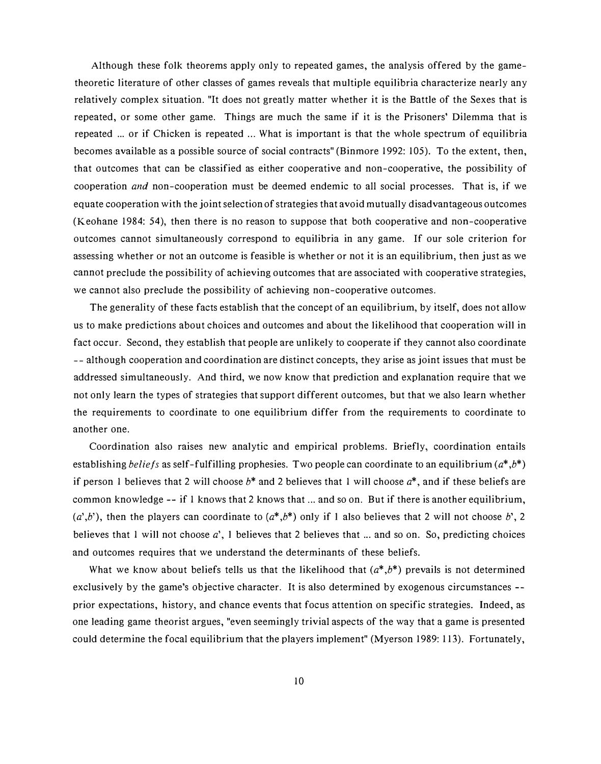Although these folk theorems apply only to repeated games, the analysis offered by the game-theoretic literature of other classes of games reveals that multiple equilibria characterize nearly any relatively complex situation. "It does not greatly matter whether it is the Battle of the Sexes that is repeated, or some other game. Things are much the same if it is the Prisoners' Dilemma that is repeated ... or if Chicken is repeated ... What is important is that the whole spectrum of equilibria becomes available as a possible source of social contracts" (Binmore 1992: 105). To the extent, then, that outcomes that can be classified as either cooperative and non-cooperative, the possibility of cooperation *and* non-cooperation must be deemed endemic to all social processes. That is, if we equate cooperation with the joint selection of strategies that avoid mutually disadvantageous outcomes (Keohane 1984: 54), then there is no reason to suppose that both cooperative and non-cooperative outcomes cannot simultaneously correspond to equilibria in any game. If our sole criterion for assessing whether or not an outcome is feasible is whether or not it is an equilibrium, then just as we cannot preclude the possibility of achieving outcomes that are associated with cooperative strategies, we cannot also preclude the possibility of achieving non-cooperative outcomes.

The generality of these facts establish that the concept of an equilibrium, by itself, does not allow us to make predictions about choices and outcomes and about the likelihood that cooperation will in fact occur. Second, they establish that people are unlikely to cooperate if they cannot also coordinate -- although cooperation and coordination are distinct concepts, they arise as joint issues that must be addressed simultaneously. And third, we now know that prediction and explanation require that we not only learn the types of strategies that support different outcomes, but that we also learn whether the requirements to coordinate to one equilibrium differ from the requirements to coordinate to another one.

Coordination also raises new analytic and empirical problems. Briefly, coordination entails establishing *beliefs* as self-fulfilling prophesies. Two people can coordinate to an equilibrium $(a^*,b^*)$ if person 1 believes that 2 will choose $b^*$ and 2 believes that 1 will choose $a^*$, and if these beliefs are common knowledge -- if 1 knows that 2 knows that ... and so on. But if there is another equilibrium, $(a',b')$, then the players can coordinate to $(a^*,b^*)$ only if 1 also believes that 2 will not choose $b'$, 2 believes that 1 will not choose $a'$, 1 believes that 2 believes that ... and so on. So, predicting choices and outcomes requires that we understand the determinants of these beliefs.

What we know about beliefs tells us that the likelihood that $(a^*,b^*)$ prevails is not determined exclusively by the game's objective character. It is also determined by exogenous circumstances -- prior expectations, history, and chance events that focus attention on specific strategies. Indeed, as one leading game theorist argues, "even seemingly trivial aspects of the way that a game is presented could determine the focal equilibrium that the players implement" (Myerson 1989: 113). Fortunately,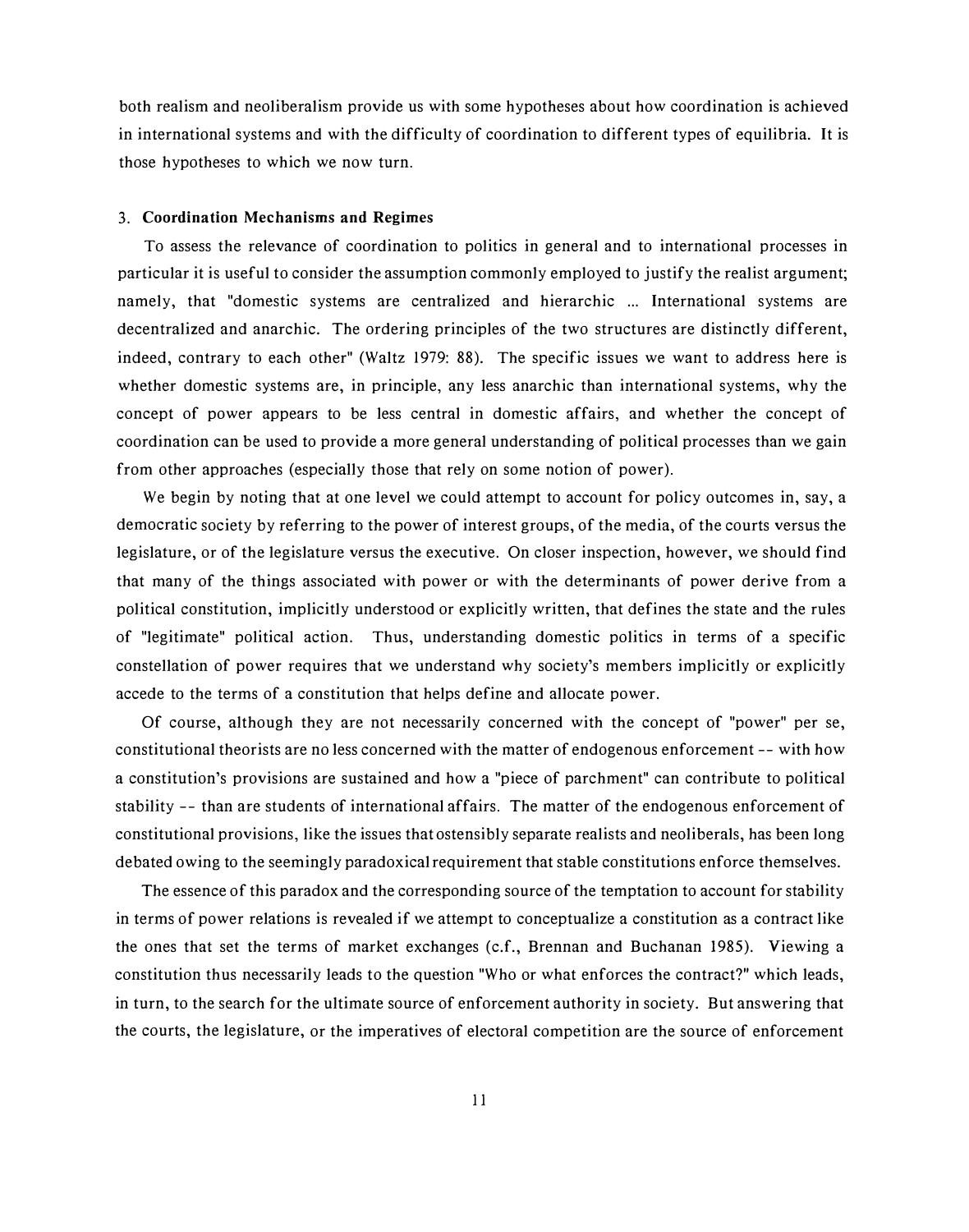both realism and neoliberalism provide us with some hypotheses about how coordination is achieved in international systems and with the difficulty of coordination to different types of equilibria. It is those hypotheses to which we now turn.

### 3. Coordination Mechanisms and Regimes

To assess the relevance of coordination to politics in general and to international processes in particular it is useful to consider the assumption commonly employed to justify the realist argument; namely, that "domestic systems are centralized and hierarchic ... International systems are decentralized and anarchic. The ordering principles of the two structures are distinctly different, indeed, contrary to each other" (Waltz 1979: 88). The specific issues we want to address here is whether domestic systems are, in principle, any less anarchic than international systems, why the concept of power appears to be less central in domestic affairs, and whether the concept of coordination can be used to provide a more general understanding of political processes than we gain from other approaches (especially those that rely on some notion of power).

We begin by noting that at one level we could attempt to account for policy outcomes in, say, a democratic society by referring to the power of interest groups, of the media, of the courts versus the legislature, or of the legislature versus the executive. On closer inspection, however, we should find that many of the things associated with power or with the determinants of power derive from a political constitution, implicitly understood or explicitly written, that defines the state and the rules of "legitimate" political action. Thus, understanding domestic politics in terms of a specific constellation of power requires that we understand why society's members implicitly or explicitly accede to the terms of a constitution that helps define and allocate power.

Of course, although they are not necessarily concerned with the concept of "power" per se, constitutional theorists are no less concerned with the matter of endogenous enforcement -- with how a constitution's provisions are sustained and how a "piece of parchment" can contribute to political stability -- than are students of international affairs. The matter of the endogenous enforcement of constitutional provisions, like the issues that ostensibly separate realists and neoliberals, has been long debated owing to the seemingly paradoxical requirement that stable constitutions enforce themselves.

The essence of this paradox and the corresponding source of the temptation to account for stability in terms of power relations is revealed if we attempt to conceptualize a constitution as a contract like the ones that set the terms of market exchanges (c.f., Brennan and Buchanan 1985). Viewing a constitution thus necessarily leads to the question "Who or what enforces the contract?" which leads, in turn, to the search for the ultimate source of enforcement authority in society. But answering that the courts, the legislature, or the imperatives of electoral competition are the source of enforcement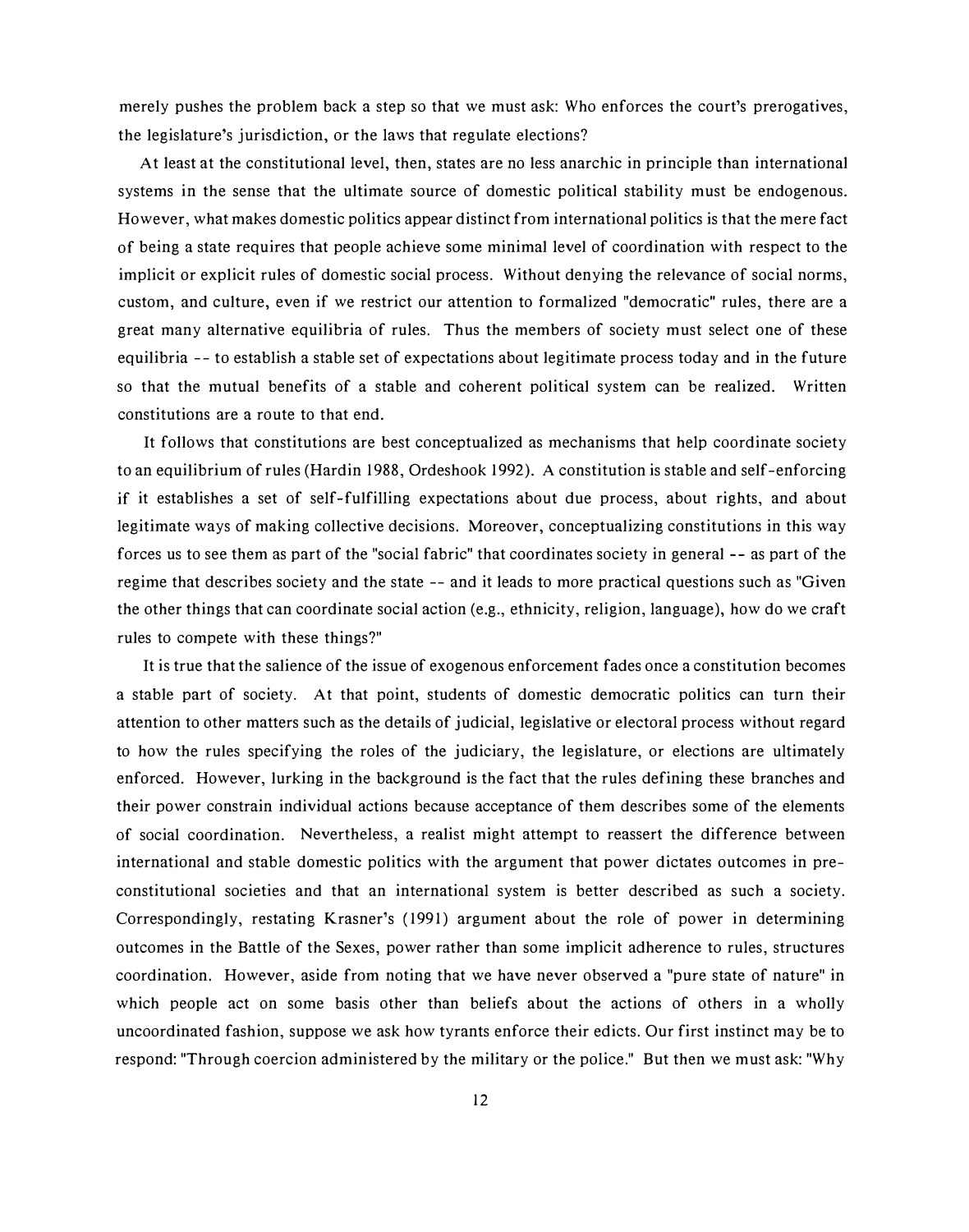merely pushes the problem back a step so that we must ask: Who enforces the court's prerogatives, the legislature's jurisdiction, or the laws that regulate elections?

At least at the constitutional level, then, states are no less anarchic in principle than international systems in the sense that the ultimate source of domestic political stability must be endogenous. However, what makes domestic politics appear distinct from international politics is that the mere fact of being a state requires that people achieve some minimal level of coordination with respect to the implicit or explicit rules of domestic social process. Without denying the relevance of social norms, custom, and culture, even if we restrict our attention to formalized "democratic" rules, there are a great many alternative equilibria of rules. Thus the members of society must select one of these equilibria -- to establish a stable set of expectations about legitimate process today and in the future so that the mutual benefits of a stable and coherent political system can be realized. Written constitutions are a route to that end.

It follows that constitutions are best conceptualized as mechanisms that help coordinate society to an equilibrium of rules (Hardin 1988, Ordeshook 1992). A constitution is stable and self-enforcing if it establishes a set of self-fulfilling expectations about due process, about rights, and about legitimate ways of making collective decisions. Moreover, conceptualizing constitutions in this way forces us to see them as part of the "social fabric" that coordinates society in general -- as part of the regime that describes society and the state -- and it leads to more practical questions such as "Given the other things that can coordinate social action (e.g., ethnicity, religion, language), how do we craft rules to compete with these things?"

It is true that the salience of the issue of exogenous enforcement fades once a constitution becomes a stable part of society. At that point, students of domestic democratic politics can turn their attention to other matters such as the details of judicial, legislative or electoral process without regard to how the rules specifying the roles of the judiciary, the legislature, or elections are ultimately enforced. However, lurking in the background is the fact that the rules defining these branches and their power constrain individual actions because acceptance of them describes some of the elements of social coordination. Nevertheless, a realist might attempt to reassert the difference between international and stable domestic politics with the argument that power dictates outcomes in pre-constitutional societies and that an international system is better described as such a society. Correspondingly, restating Krasner's (1991) argument about the role of power in determining outcomes in the Battle of the Sexes, power rather than some implicit adherence to rules, structures coordination. However, aside from noting that we have never observed a "pure state of nature" in which people act on some basis other than beliefs about the actions of others in a wholly uncoordinated fashion, suppose we ask how tyrants enforce their edicts. Our first instinct may be to respond: "Through coercion administered by the military or the police." But then we must ask: "Why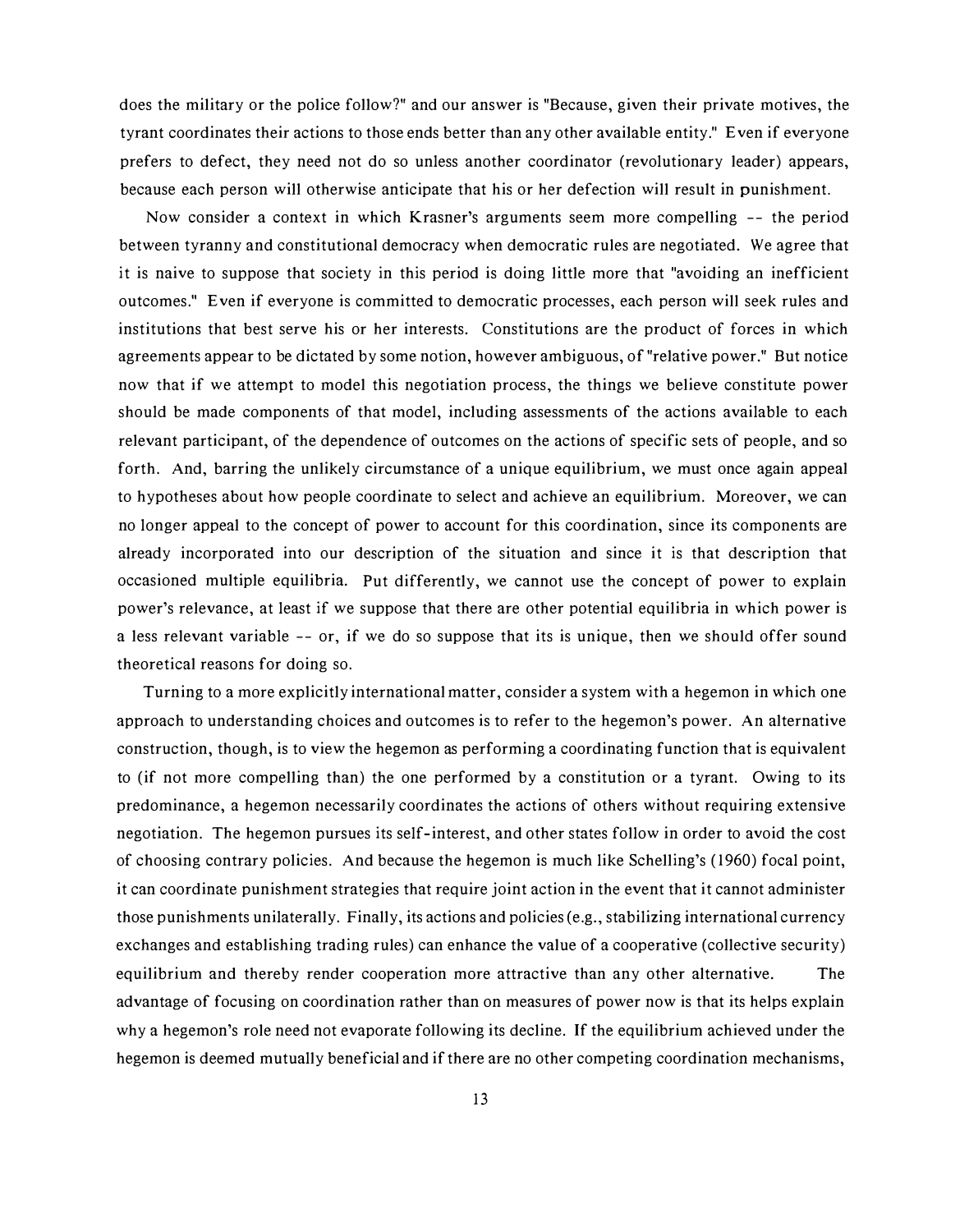does the military or the police follow?" and our answer is "Because, given their private motives, the tyrant coordinates their actions to those ends better than any other available entity." Even if everyone prefers to defect, they need not do so unless another coordinator (revolutionary leader) appears, because each person will otherwise anticipate that his or her defection will result in punishment.

Now consider a context in which Krasner's arguments seem more compelling -- the period between tyranny and constitutional democracy when democratic rules are negotiated. We agree that it is naive to suppose that society in this period is doing little more that "avoiding an inefficient outcomes." Even if everyone is committed to democratic processes, each person will seek rules and institutions that best serve his or her interests. Constitutions are the product of forces in which agreements appear to be dictated by some notion, however ambiguous, of "relative power." But notice now that if we attempt to model this negotiation process, the things we believe constitute power should be made components of that model, including assessments of the actions available to each relevant participant, of the dependence of outcomes on the actions of specific sets of people, and so forth. And, barring the unlikely circumstance of a unique equilibrium, we must once again appeal to hypotheses about how people coordinate to select and achieve an equilibrium. Moreover, we can no longer appeal to the concept of power to account for this coordination, since its components are already incorporated into our description of the situation and since it is that description that occasioned multiple equilibria. Put differently, we cannot use the concept of power to explain power's relevance, at least if we suppose that there are other potential equilibria in which power is a less relevant variable -- or, if we do so suppose that its is unique, then we should offer sound theoretical reasons for doing so.

Turning to a more explicitly international matter, consider a system with a hegemon in which one approach to understanding choices and outcomes is to refer to the hegemon's power. An alternative construction, though, is to view the hegemon as performing a coordinating function that is equivalent to (if not more compelling than) the one performed by a constitution or a tyrant. Owing to its predominance, a hegemon necessarily coordinates the actions of others without requiring extensive negotiation. The hegemon pursues its self-interest, and other states follow in order to avoid the cost of choosing contrary policies. And because the hegemon is much like Schelling's (1960) focal point, it can coordinate punishment strategies that require joint action in the event that it cannot administer those punishments unilaterally. Finally, its actions and policies (e.g., stabilizing international currency exchanges and establishing trading rules) can enhance the value of a cooperative (collective security) equilibrium and thereby render cooperation more attractive than any other alternative. The advantage of focusing on coordination rather than on measures of power now is that its helps explain why a hegemon's role need not evaporate following its decline. If the equilibrium achieved under the hegemon is deemed mutually beneficial and if there are no other competing coordination mechanisms,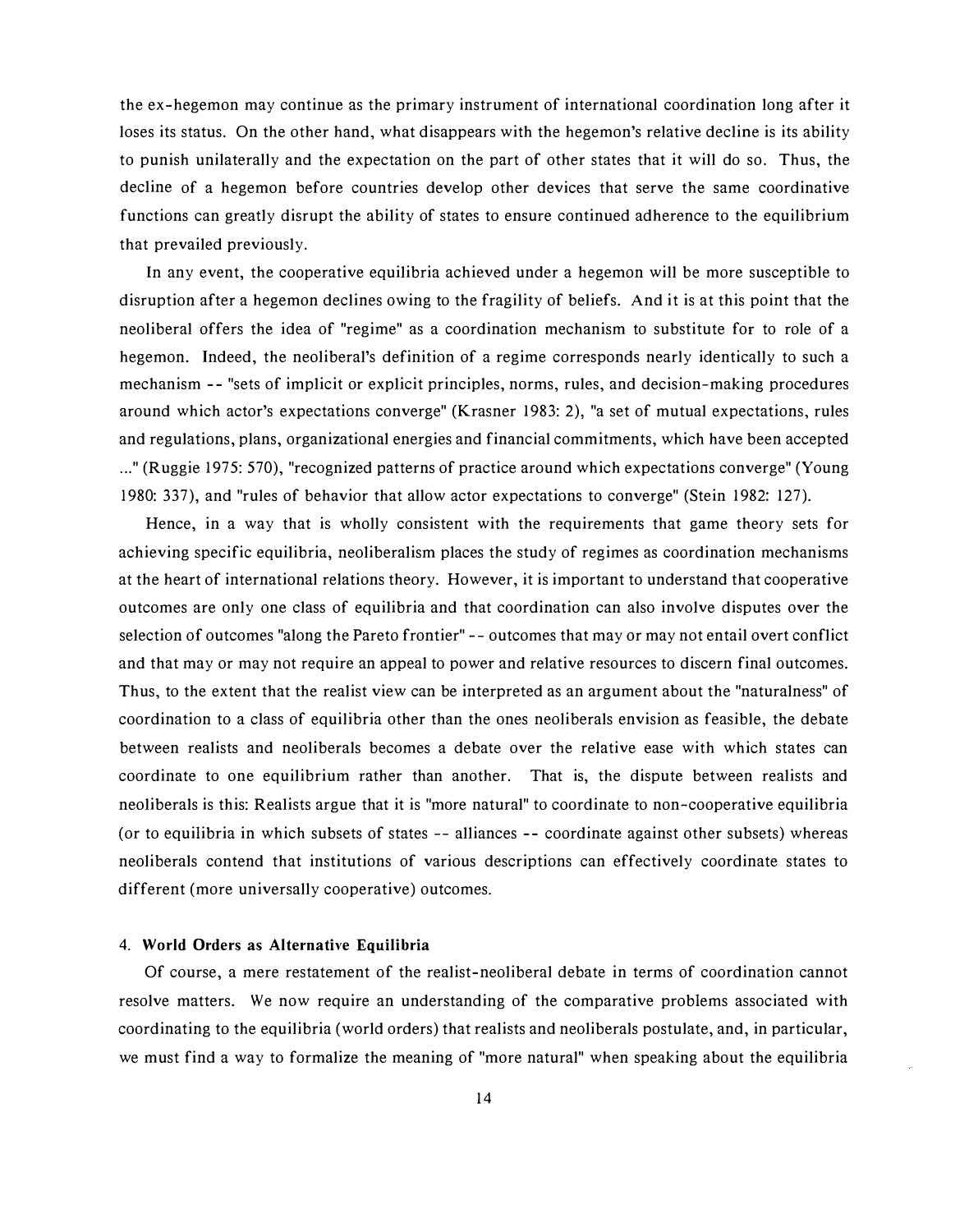the ex-hegemon may continue as the primary instrument of international coordination long after it loses its status. On the other hand, what disappears with the hegemon's relative decline is its ability to punish unilaterally and the expectation on the part of other states that it will do so. Thus, the decline of a hegemon before countries develop other devices that serve the same coordinative functions can greatly disrupt the ability of states to ensure continued adherence to the equilibrium that prevailed previously.

In any event, the cooperative equilibria achieved under a hegemon will be more susceptible to disruption after a hegemon declines owing to the fragility of beliefs. And it is at this point that the neoliberal offers the idea of "regime" as a coordination mechanism to substitute for to role of a hegemon. Indeed, the neoliberal's definition of a regime corresponds nearly identically to such a mechanism -- "sets of implicit or explicit principles, norms, rules, and decision-making procedures around which actor's expectations converge" (Krasner 1983: 2), "a set of mutual expectations, rules and regulations, plans, organizational energies and financial commitments, which have been accepted ..." (Ruggie 1975: 570), "recognized patterns of practice around which expectations converge" (Young 1980: 337), and "rules of behavior that allow actor expectations to converge" (Stein 1982: 127).

Hence, in a way that is wholly consistent with the requirements that game theory sets for achieving specific equilibria, neoliberalism places the study of regimes as coordination mechanisms at the heart of international relations theory. However, it is important to understand that cooperative outcomes are only one class of equilibria and that coordination can also involve disputes over the selection of outcomes "along the Pareto frontier" -- outcomes that may or may not entail overt conflict and that may or may not require an appeal to power and relative resources to discern final outcomes. Thus, to the extent that the realist view can be interpreted as an argument about the "naturalness" of coordination to a class of equilibria other than the ones neoliberals envision as feasible, the debate between realists and neoliberals becomes a debate over the relative ease with which states can coordinate to one equilibrium rather than another. That is, the dispute between realists and neoliberals is this: Realists argue that it is "more natural" to coordinate to non-cooperative equilibria (or to equilibria in which subsets of states -- alliances -- coordinate against other subsets) whereas neoliberals contend that institutions of various descriptions can effectively coordinate states to different (more universally cooperative) outcomes.

## 4. World Orders as Alternative Equilibria

Of course, a mere restatement of the realist-neoliberal debate in terms of coordination cannot resolve matters. We now require an understanding of the comparative problems associated with coordinating to the equilibria (world orders) that realists and neoliberals postulate, and, in particular, we must find a way to formalize the meaning of "more natural" when speaking about the equilibria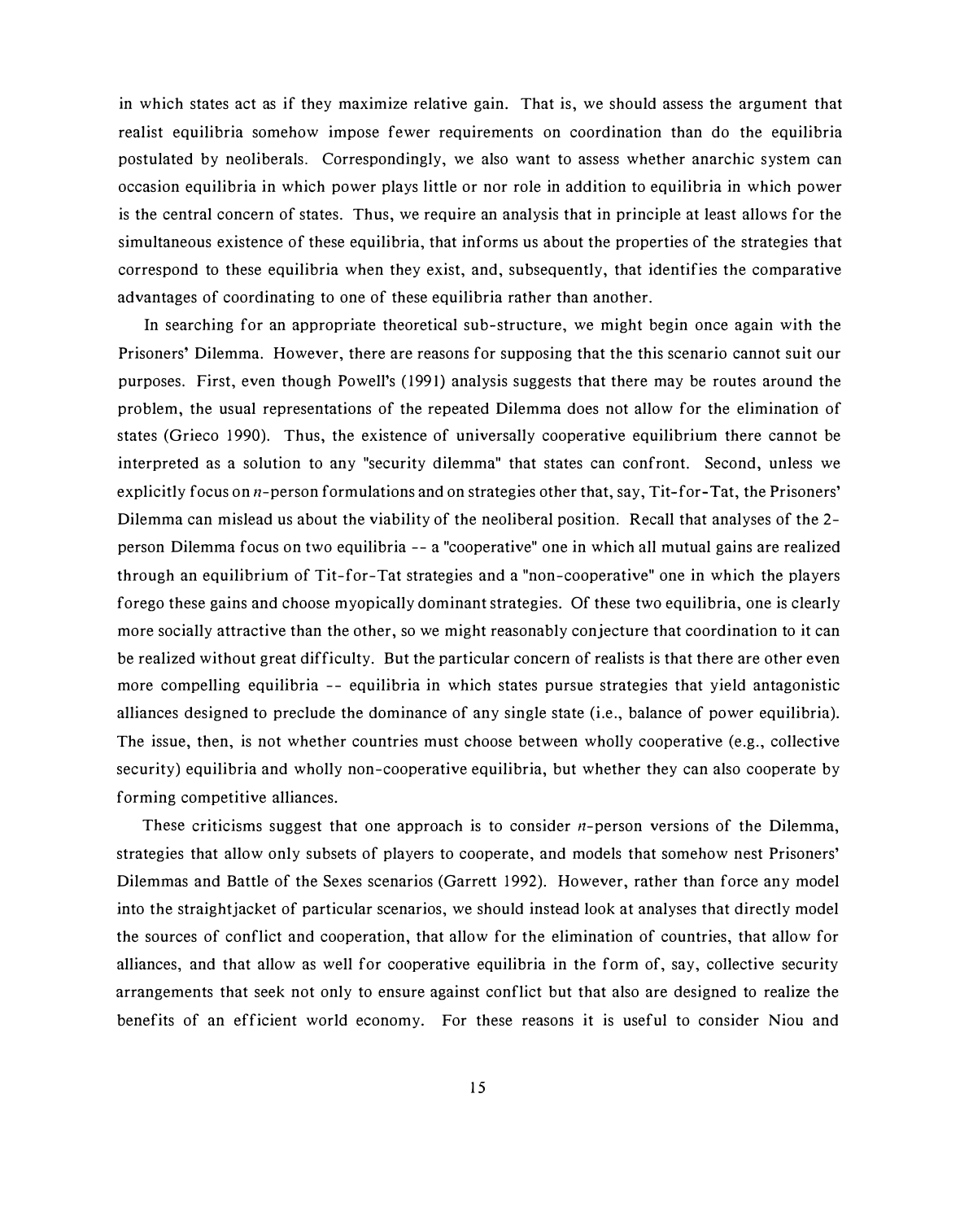in which states act as if they maximize relative gain. That is, we should assess the argument that realist equilibria somehow impose fewer requirements on coordination than do the equilibria postulated by neoliberals. Correspondingly, we also want to assess whether anarchic system can occasion equilibria in which power plays little or nor role in addition to equilibria in which power is the central concern of states. Thus, we require an analysis that in principle at least allows for the simultaneous existence of these equilibria, that informs us about the properties of the strategies that correspond to these equilibria when they exist, and, subsequently, that identifies the comparative advantages of coordinating to one of these equilibria rather than another.

In searching for an appropriate theoretical sub-structure, we might begin once again with the Prisoners' Dilemma. However, there are reasons for supposing that the this scenario cannot suit our purposes. First, even though Powell's (1991) analysis suggests that there may be routes around the problem, the usual representations of the repeated Dilemma does not allow for the elimination of states (Grieco 1990). Thus, the existence of universally cooperative equilibrium there cannot be interpreted as a solution to any "security dilemma" that states can confront. Second, unless we explicitly focus on $n$-person formulations and on strategies other that, say, Tit-for-Tat, the Prisoners' Dilemma can mislead us about the viability of the neoliberal position. Recall that analyses of the 2-person Dilemma focus on two equilibria -- a "cooperative" one in which all mutual gains are realized through an equilibrium of Tit-for-Tat strategies and a "non-cooperative" one in which the players forego these gains and choose myopically dominant strategies. Of these two equilibria, one is clearly more socially attractive than the other, so we might reasonably conjecture that coordination to it can be realized without great difficulty. But the particular concern of realists is that there are other even more compelling equilibria -- equilibria in which states pursue strategies that yield antagonistic alliances designed to preclude the dominance of any single state (i.e., balance of power equilibria). The issue, then, is not whether countries must choose between wholly cooperative (e.g., collective security) equilibria and wholly non-cooperative equilibria, but whether they can also cooperate by forming competitive alliances.

These criticisms suggest that one approach is to consider $n$-person versions of the Dilemma, strategies that allow only subsets of players to cooperate, and models that somehow nest Prisoners' Dilemmas and Battle of the Sexes scenarios (Garrett 1992). However, rather than force any model into the straightjacket of particular scenarios, we should instead look at analyses that directly model the sources of conflict and cooperation, that allow for the elimination of countries, that allow for alliances, and that allow as well for cooperative equilibria in the form of, say, collective security arrangements that seek not only to ensure against conflict but that also are designed to realize the benefits of an efficient world economy. For these reasons it is useful to consider Niou and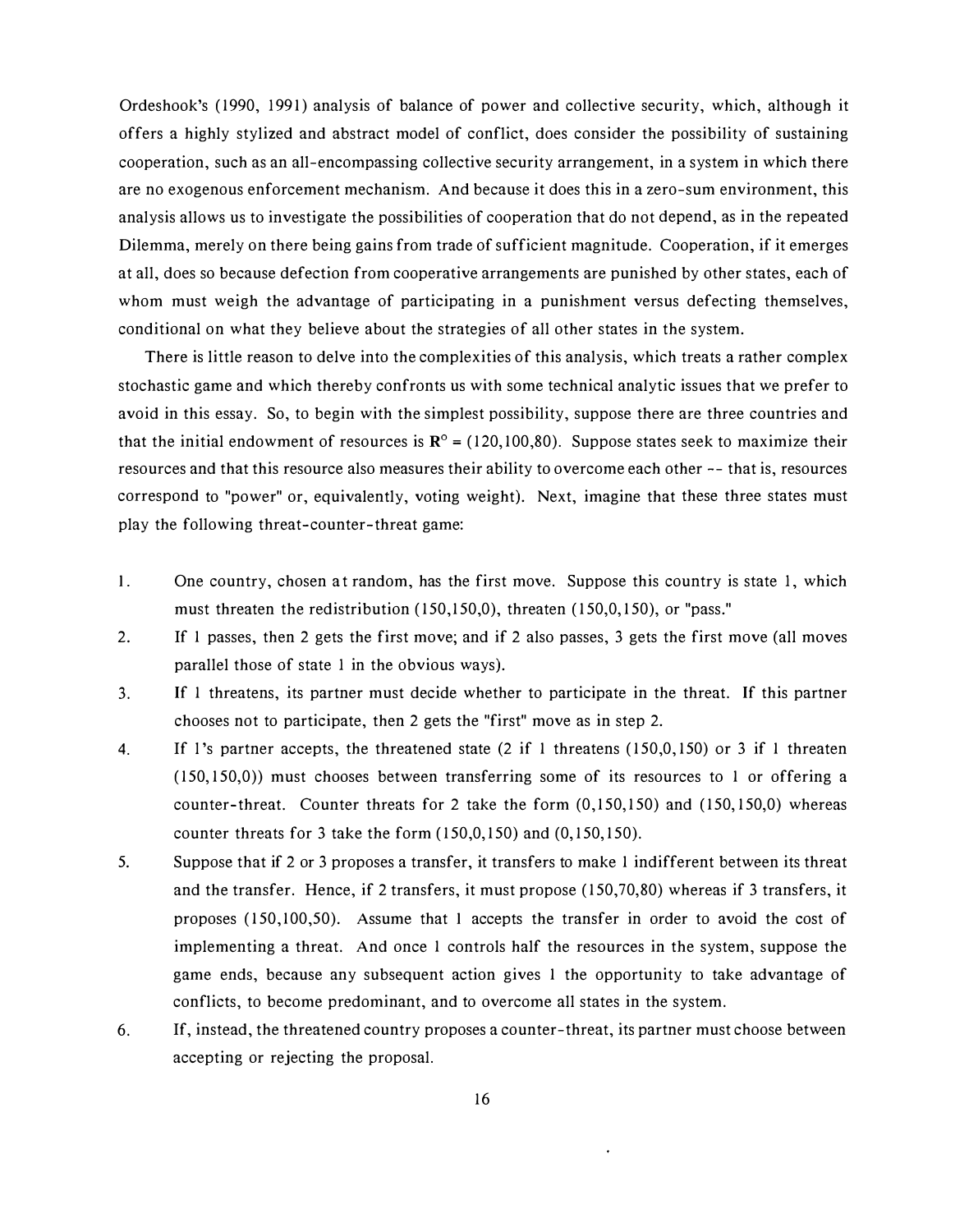Ordeshook's (1990, 1991) analysis of balance of power and collective security, which, although it offers a highly stylized and abstract model of conflict, does consider the possibility of sustaining cooperation, such as an all-encompassing collective security arrangement, in a system in which there are no exogenous enforcement mechanism. And because it does this in a zero-sum environment, this analysis allows us to investigate the possibilities of cooperation that do not depend, as in the repeated Dilemma, merely on there being gains from trade of sufficient magnitude. Cooperation, if it emerges at all, does so because defection from cooperative arrangements are punished by other states, each of whom must weigh the advantage of participating in a punishment versus defecting themselves, conditional on what they believe about the strategies of all other states in the system.

There is little reason to delve into the complexities of this analysis, which treats a rather complex stochastic game and which thereby confronts us with some technical analytic issues that we prefer to avoid in this essay. So, to begin with the simplest possibility, suppose there are three countries and that the initial endowment of resources is $\mathbf{R}^{\circ} = (120,100,80)$. Suppose states seek to maximize their resources and that this resource also measures their ability to overcome each other -- that is, resources correspond to "power" or, equivalently, voting weight). Next, imagine that these three states must play the following threat-counter-threat game:

1. One country, chosen at random, has the first move. Suppose this country is state 1, which must threaten the redistribution (150,150,0), threaten (150,0,150), or "pass."
2. If 1 passes, then 2 gets the first move; and if 2 also passes, 3 gets the first move (all moves parallel those of state 1 in the obvious ways).
3. If 1 threatens, its partner must decide whether to participate in the threat. If this partner chooses not to participate, then 2 gets the "first" move as in step 2.
4. If 1's partner accepts, the threatened state (2 if 1 threatens (150,0,150) or 3 if 1 threaten (150,150,0)) must chooses between transferring some of its resources to 1 or offering a counter-threat. Counter threats for 2 take the form (0,150,150) and (150,150,0) whereas counter threats for 3 take the form (150,0,150) and (0,150,150).
5. Suppose that if 2 or 3 proposes a transfer, it transfers to make 1 indifferent between its threat and the transfer. Hence, if 2 transfers, it must propose (150,70,80) whereas if 3 transfers, it proposes (150,100,50). Assume that 1 accepts the transfer in order to avoid the cost of implementing a threat. And once 1 controls half the resources in the system, suppose the game ends, because any subsequent action gives 1 the opportunity to take advantage of conflicts, to become predominant, and to overcome all states in the system.
6. If, instead, the threatened country proposes a counter-threat, its partner must choose between accepting or rejecting the proposal.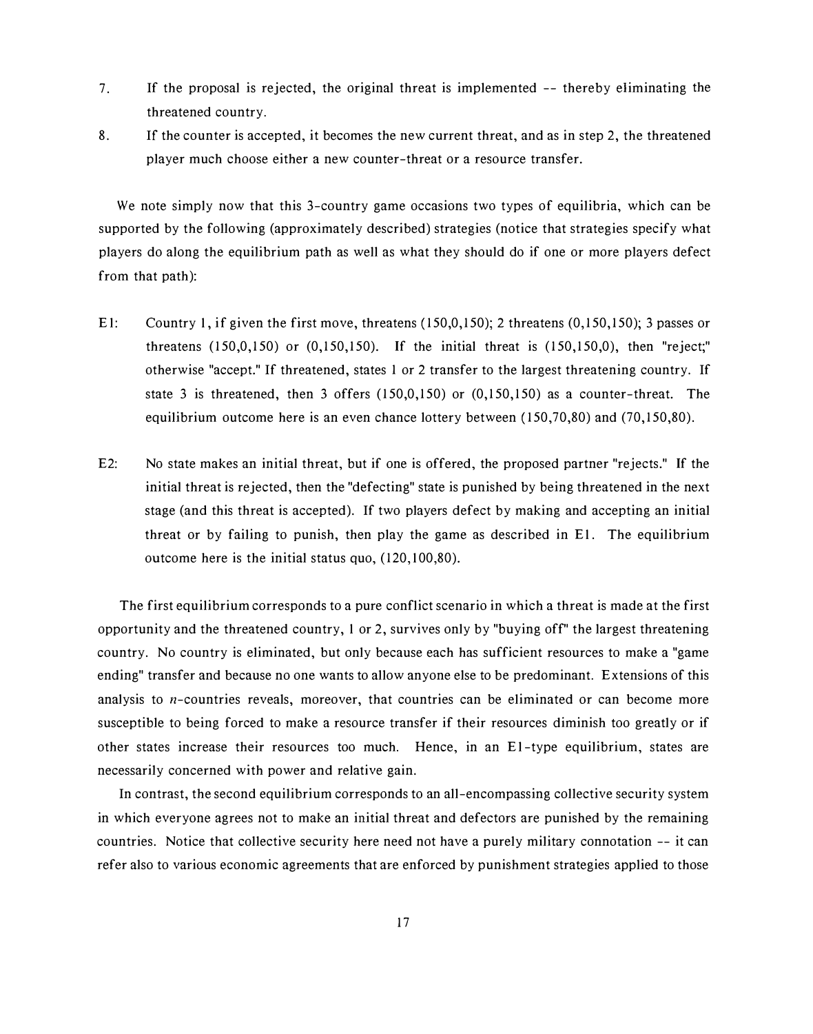7. If the proposal is rejected, the original threat is implemented -- thereby eliminating the threatened country.
8. If the counter is accepted, it becomes the new current threat, and as in step 2, the threatened player much choose either a new counter-threat or a resource transfer.

We note simply now that this 3-country game occasions two types of equilibria, which can be supported by the following (approximately described) strategies (notice that strategies specify what players do along the equilibrium path as well as what they should do if one or more players defect from that path):

E1: Country 1, if given the first move, threatens (150,0,150); 2 threatens (0,150,150); 3 passes or threatens (150,0,150) or (0,150,150). If the initial threat is (150,150,0), then "reject;" otherwise "accept." If threatened, states 1 or 2 transfer to the largest threatening country. If state 3 is threatened, then 3 offers (150,0,150) or (0,150,150) as a counter-threat. The equilibrium outcome here is an even chance lottery between (150,70,80) and (70,150,80).

E2: No state makes an initial threat, but if one is offered, the proposed partner "rejects." If the initial threat is rejected, then the "defecting" state is punished by being threatened in the next stage (and this threat is accepted). If two players defect by making and accepting an initial threat or by failing to punish, then play the game as described in E1. The equilibrium outcome here is the initial status quo, (120,100,80).

The first equilibrium corresponds to a pure conflict scenario in which a threat is made at the first opportunity and the threatened country, 1 or 2, survives only by "buying off" the largest threatening country. No country is eliminated, but only because each has sufficient resources to make a "game ending" transfer and because no one wants to allow anyone else to be predominant. Extensions of this analysis to $n$-countries reveals, moreover, that countries can be eliminated or can become more susceptible to being forced to make a resource transfer if their resources diminish too greatly or if other states increase their resources too much. Hence, in an E1-type equilibrium, states are necessarily concerned with power and relative gain.

In contrast, the second equilibrium corresponds to an all-encompassing collective security system in which everyone agrees not to make an initial threat and defectors are punished by the remaining countries. Notice that collective security here need not have a purely military connotation -- it can refer also to various economic agreements that are enforced by punishment strategies applied to those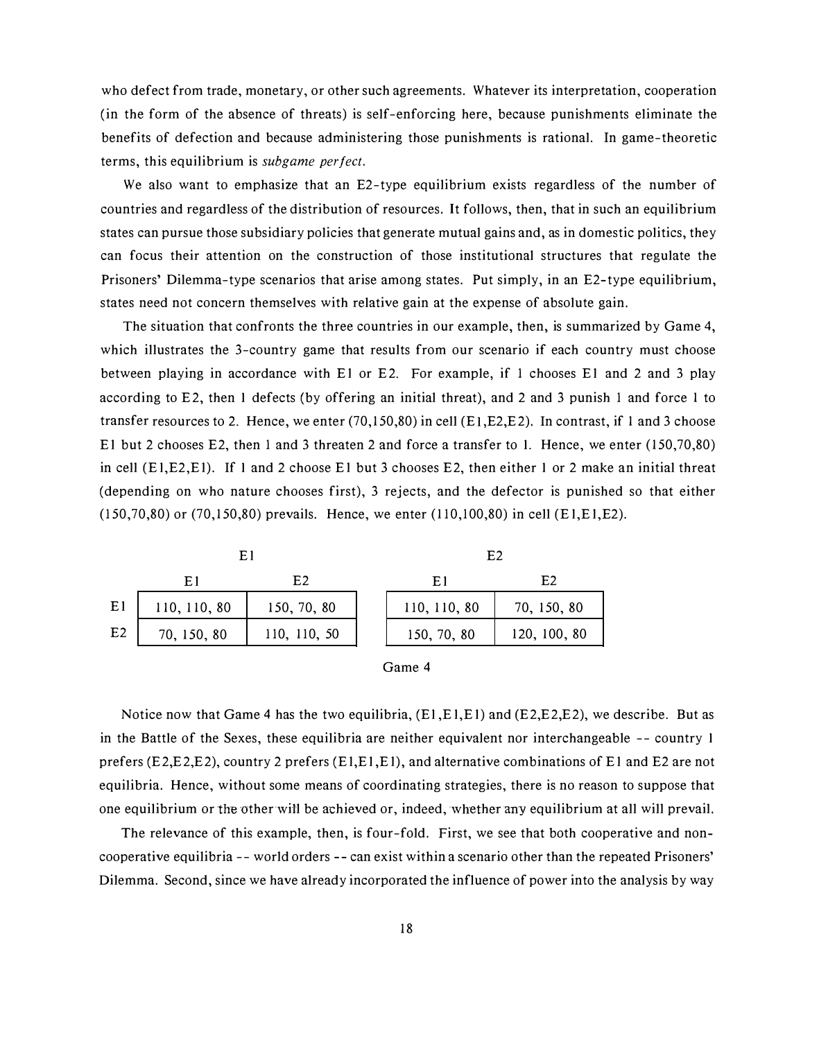who defect from trade, monetary, or other such agreements. Whatever its interpretation, cooperation (in the form of the absence of threats) is self-enforcing here, because punishments eliminate the benefits of defection and because administering those punishments is rational. In game-theoretic terms, this equilibrium is *subgame perfect*.

We also want to emphasize that an E2-type equilibrium exists regardless of the number of countries and regardless of the distribution of resources. It follows, then, that in such an equilibrium states can pursue those subsidiary policies that generate mutual gains and, as in domestic politics, they can focus their attention on the construction of those institutional structures that regulate the Prisoners' Dilemma-type scenarios that arise among states. Put simply, in an E2-type equilibrium, states need not concern themselves with relative gain at the expense of absolute gain.

The situation that confronts the three countries in our example, then, is summarized by Game 4, which illustrates the 3-country game that results from our scenario if each country must choose between playing in accordance with E1 or E2. For example, if 1 chooses E1 and 2 and 3 play according to E2, then 1 defects (by offering an initial threat), and 2 and 3 punish 1 and force 1 to transfer resources to 2. Hence, we enter (70,150,80) in cell (E1,E2,E2). In contrast, if 1 and 3 choose E1 but 2 chooses E2, then 1 and 3 threaten 2 and force a transfer to 1. Hence, we enter (150,70,80) in cell (E1,E2,E1). If 1 and 2 choose E1 but 3 chooses E2, then either 1 or 2 make an initial threat (depending on who nature chooses first), 3 rejects, and the defector is punished so that either (150,70,80) or (70,150,80) prevails. Hence, we enter (110,100,80) in cell (E1,E1,E2).

| | E1 | | | E2 | |
|---|---|---|---|---|---|
| | E1 | E2 | | E1 | E2 |
| E1 | 110, 110, 80 | 150, 70, 80 | | 110, 110, 80 | 70, 150, 80 |
| E2 | 70, 150, 80 | 110, 110, 50 | | 150, 70, 80 | 120, 100, 80 |

Game 4

Notice now that Game 4 has the two equilibria, (E1,E1,E1) and (E2,E2,E2), we describe. But as in the Battle of the Sexes, these equilibria are neither equivalent nor interchangeable -- country 1 prefers (E2,E2,E2), country 2 prefers (E1,E1,E1), and alternative combinations of E1 and E2 are not equilibria. Hence, without some means of coordinating strategies, there is no reason to suppose that one equilibrium or the other will be achieved or, indeed, whether any equilibrium at all will prevail.

The relevance of this example, then, is four-fold. First, we see that both cooperative and non-cooperative equilibria -- world orders -- can exist within a scenario other than the repeated Prisoners' Dilemma. Second, since we have already incorporated the influence of power into the analysis by way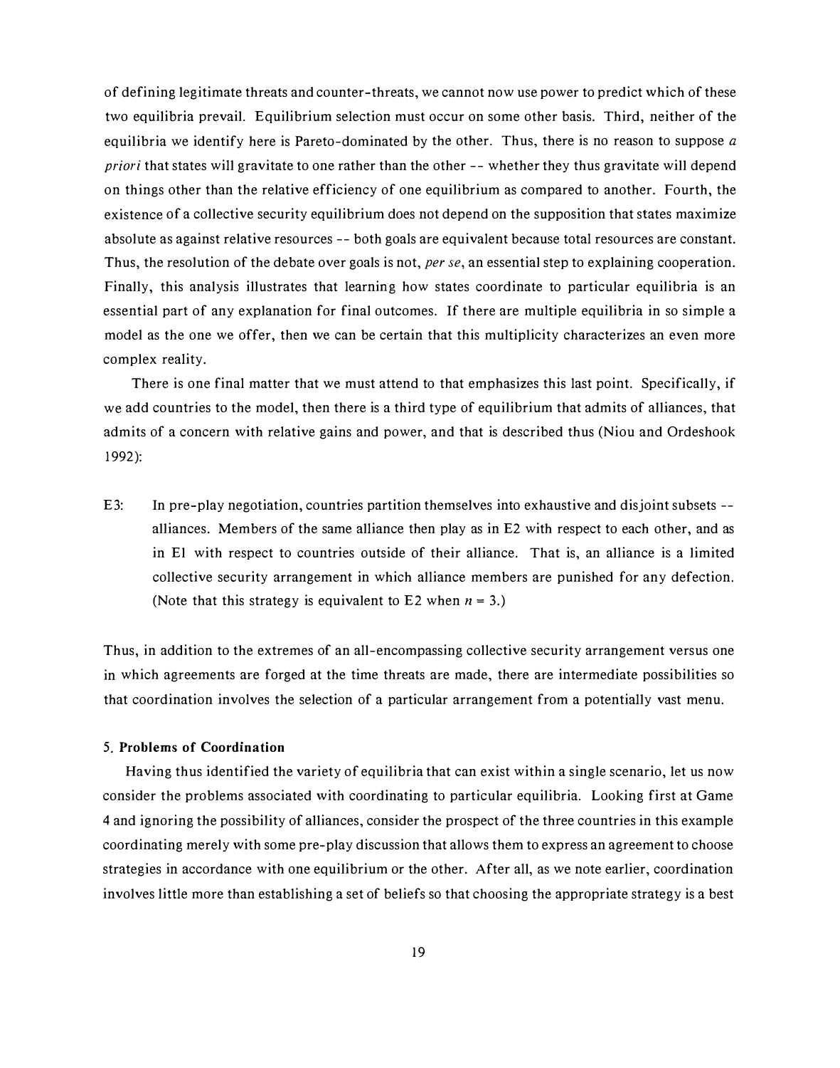of defining legitimate threats and counter-threats, we cannot now use power to predict which of these two equilibria prevail. Equilibrium selection must occur on some other basis. Third, neither of the equilibria we identify here is Pareto-dominated by the other. Thus, there is no reason to suppose *a priori* that states will gravitate to one rather than the other -- whether they thus gravitate will depend on things other than the relative efficiency of one equilibrium as compared to another. Fourth, the existence of a collective security equilibrium does not depend on the supposition that states maximize absolute as against relative resources -- both goals are equivalent because total resources are constant. Thus, the resolution of the debate over goals is not, *per se*, an essential step to explaining cooperation. Finally, this analysis illustrates that learning how states coordinate to particular equilibria is an essential part of any explanation for final outcomes. If there are multiple equilibria in so simple a model as the one we offer, then we can be certain that this multiplicity characterizes an even more complex reality.

There is one final matter that we must attend to that emphasizes this last point. Specifically, if we add countries to the model, then there is a third type of equilibrium that admits of alliances, that admits of a concern with relative gains and power, and that is described thus (Niou and Ordeshook 1992):

E3: In pre-play negotiation, countries partition themselves into exhaustive and disjoint subsets -- alliances. Members of the same alliance then play as in E2 with respect to each other, and as in E1 with respect to countries outside of their alliance. That is, an alliance is a limited collective security arrangement in which alliance members are punished for any defection. (Note that this strategy is equivalent to E2 when $n = 3$.)

Thus, in addition to the extremes of an all-encompassing collective security arrangement versus one in which agreements are forged at the time threats are made, there are intermediate possibilities so that coordination involves the selection of a particular arrangement from a potentially vast menu.

### 5. Problems of Coordination

Having thus identified the variety of equilibria that can exist within a single scenario, let us now consider the problems associated with coordinating to particular equilibria. Looking first at Game 4 and ignoring the possibility of alliances, consider the prospect of the three countries in this example coordinating merely with some pre-play discussion that allows them to express an agreement to choose strategies in accordance with one equilibrium or the other. After all, as we note earlier, coordination involves little more than establishing a set of beliefs so that choosing the appropriate strategy is a best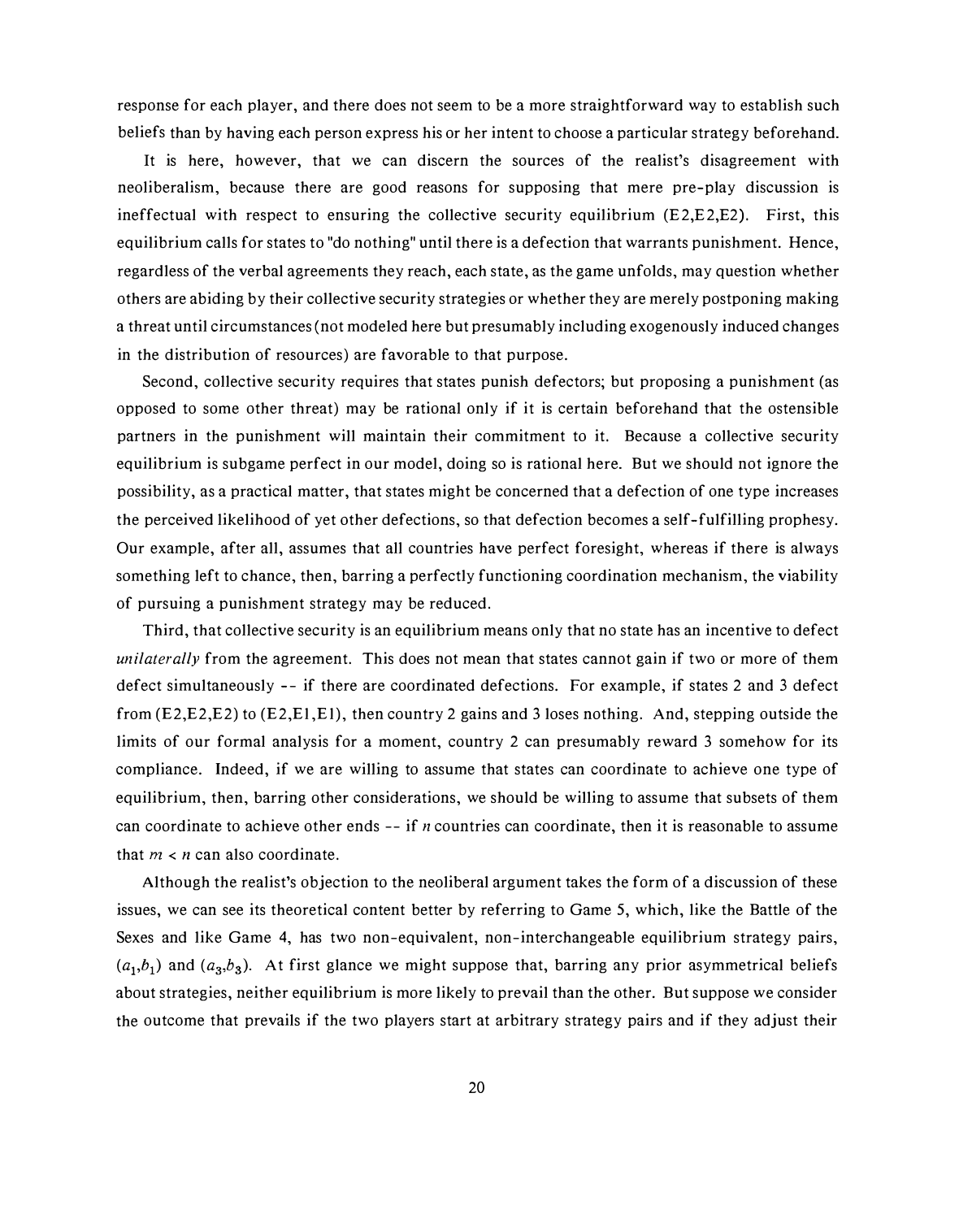response for each player, and there does not seem to be a more straightforward way to establish such beliefs than by having each person express his or her intent to choose a particular strategy beforehand.

It is here, however, that we can discern the sources of the realist's disagreement with neoliberalism, because there are good reasons for supposing that mere pre-play discussion is ineffectual with respect to ensuring the collective security equilibrium (E2,E2,E2). First, this equilibrium calls for states to "do nothing" until there is a defection that warrants punishment. Hence, regardless of the verbal agreements they reach, each state, as the game unfolds, may question whether others are abiding by their collective security strategies or whether they are merely postponing making a threat until circumstances (not modeled here but presumably including exogenously induced changes in the distribution of resources) are favorable to that purpose.

Second, collective security requires that states punish defectors; but proposing a punishment (as opposed to some other threat) may be rational only if it is certain beforehand that the ostensible partners in the punishment will maintain their commitment to it. Because a collective security equilibrium is subgame perfect in our model, doing so is rational here. But we should not ignore the possibility, as a practical matter, that states might be concerned that a defection of one type increases the perceived likelihood of yet other defections, so that defection becomes a self-fulfilling prophesy. Our example, after all, assumes that all countries have perfect foresight, whereas if there is always something left to chance, then, barring a perfectly functioning coordination mechanism, the viability of pursuing a punishment strategy may be reduced.

Third, that collective security is an equilibrium means only that no state has an incentive to defect *unilaterally* from the agreement. This does not mean that states cannot gain if two or more of them defect simultaneously -- if there are coordinated defections. For example, if states 2 and 3 defect from (E2,E2,E2) to (E2,E1,E1), then country 2 gains and 3 loses nothing. And, stepping outside the limits of our formal analysis for a moment, country 2 can presumably reward 3 somehow for its compliance. Indeed, if we are willing to assume that states can coordinate to achieve one type of equilibrium, then, barring other considerations, we should be willing to assume that subsets of them can coordinate to achieve other ends -- if $n$ countries can coordinate, then it is reasonable to assume that $m < n$ can also coordinate.

Although the realist's objection to the neoliberal argument takes the form of a discussion of these issues, we can see its theoretical content better by referring to Game 5, which, like the Battle of the Sexes and like Game 4, has two non-equivalent, non-interchangeable equilibrium strategy pairs, $(a_1,b_1)$ and $(a_3,b_3)$. At first glance we might suppose that, barring any prior asymmetrical beliefs about strategies, neither equilibrium is more likely to prevail than the other. But suppose we consider the outcome that prevails if the two players start at arbitrary strategy pairs and if they adjust their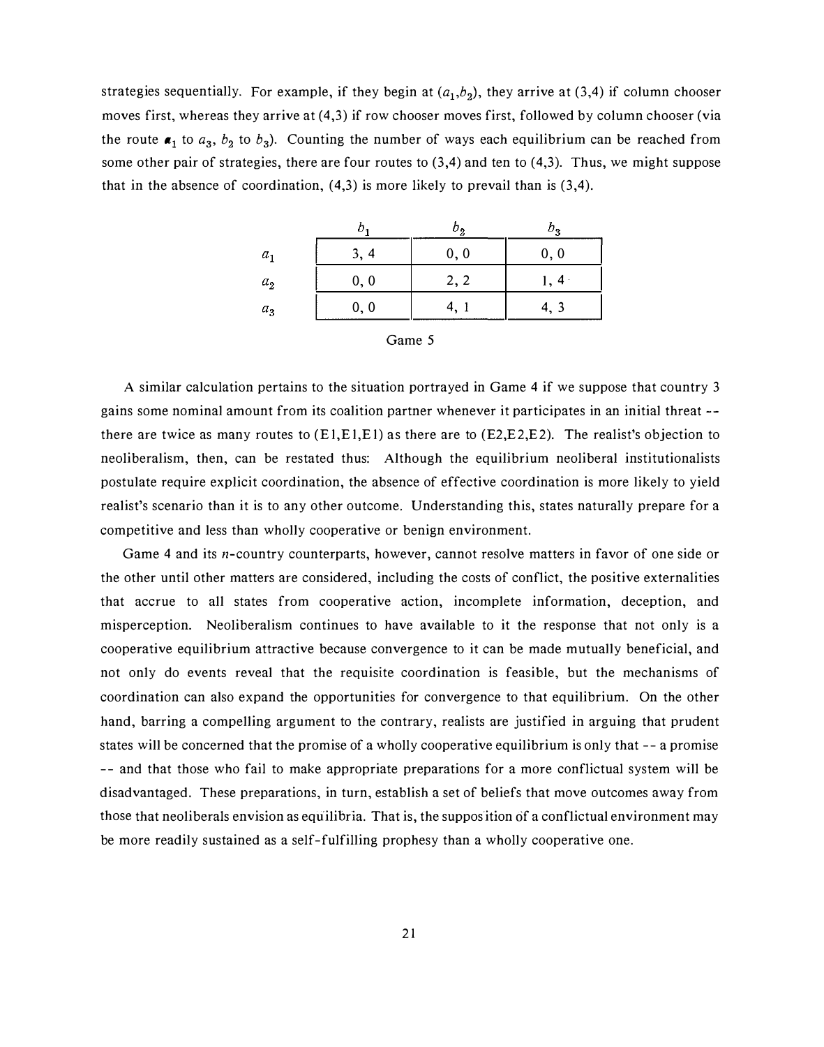strategies sequentially. For example, if they begin at $(a_1,b_2)$, they arrive at (3,4) if column chooser moves first, whereas they arrive at (4,3) if row chooser moves first, followed by column chooser (via the route $a_1$ to $a_3$, $b_2$ to $b_3$). Counting the number of ways each equilibrium can be reached from some other pair of strategies, there are four routes to (3,4) and ten to (4,3). Thus, we might suppose that in the absence of coordination, (4,3) is more likely to prevail than is (3,4).

| | $b_1$ | $b_2$ | $b_3$ |
|---|---|---|---|
| $a_1$ | 3, 4 | 0, 0 | 0, 0 |
| $a_2$ | 0, 0 | 2, 2 | 1, 4 |
| $a_3$ | 0, 0 | 4, 1 | 4, 3 |

Game 5

A similar calculation pertains to the situation portrayed in Game 4 if we suppose that country 3 gains some nominal amount from its coalition partner whenever it participates in an initial threat -- there are twice as many routes to (E1,E1,E1) as there are to (E2,E2,E2). The realist's objection to neoliberalism, then, can be restated thus: Although the equilibrium neoliberal institutionalists postulate require explicit coordination, the absence of effective coordination is more likely to yield realist's scenario than it is to any other outcome. Understanding this, states naturally prepare for a competitive and less than wholly cooperative or benign environment.

Game 4 and its $n$-country counterparts, however, cannot resolve matters in favor of one side or the other until other matters are considered, including the costs of conflict, the positive externalities that accrue to all states from cooperative action, incomplete information, deception, and misperception. Neoliberalism continues to have available to it the response that not only is a cooperative equilibrium attractive because convergence to it can be made mutually beneficial, and not only do events reveal that the requisite coordination is feasible, but the mechanisms of coordination can also expand the opportunities for convergence to that equilibrium. On the other hand, barring a compelling argument to the contrary, realists are justified in arguing that prudent states will be concerned that the promise of a wholly cooperative equilibrium is only that -- a promise -- and that those who fail to make appropriate preparations for a more conflictual system will be disadvantaged. These preparations, in turn, establish a set of beliefs that move outcomes away from those that neoliberals envision as equilibria. That is, the supposition of a conflictual environment may be more readily sustained as a self-fulfilling prophesy than a wholly cooperative one.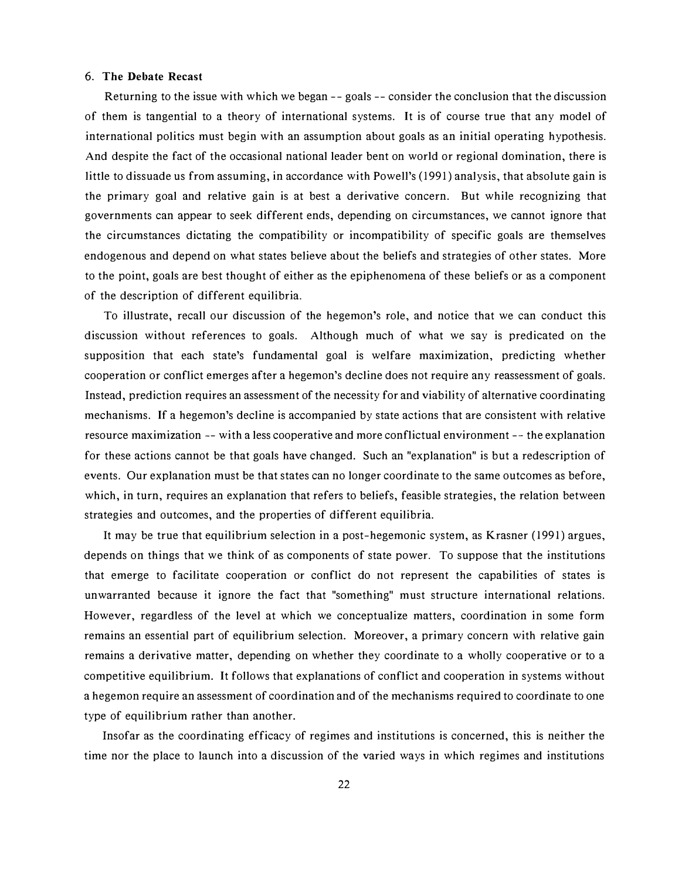## 6. The Debate Recast

Returning to the issue with which we began -- goals -- consider the conclusion that the discussion of them is tangential to a theory of international systems. It is of course true that any model of international politics must begin with an assumption about goals as an initial operating hypothesis. And despite the fact of the occasional national leader bent on world or regional domination, there is little to dissuade us from assuming, in accordance with Powell's (1991) analysis, that absolute gain is the primary goal and relative gain is at best a derivative concern. But while recognizing that governments can appear to seek different ends, depending on circumstances, we cannot ignore that the circumstances dictating the compatibility or incompatibility of specific goals are themselves endogenous and depend on what states believe about the beliefs and strategies of other states. More to the point, goals are best thought of either as the epiphenomena of these beliefs or as a component of the description of different equilibria.

To illustrate, recall our discussion of the hegemon's role, and notice that we can conduct this discussion without references to goals. Although much of what we say is predicated on the supposition that each state's fundamental goal is welfare maximization, predicting whether cooperation or conflict emerges after a hegemon's decline does not require any reassessment of goals. Instead, prediction requires an assessment of the necessity for and viability of alternative coordinating mechanisms. If a hegemon's decline is accompanied by state actions that are consistent with relative resource maximization -- with a less cooperative and more conflictual environment -- the explanation for these actions cannot be that goals have changed. Such an "explanation" is but a redescription of events. Our explanation must be that states can no longer coordinate to the same outcomes as before, which, in turn, requires an explanation that refers to beliefs, feasible strategies, the relation between strategies and outcomes, and the properties of different equilibria.

It may be true that equilibrium selection in a post-hegemonic system, as Krasner (1991) argues, depends on things that we think of as components of state power. To suppose that the institutions that emerge to facilitate cooperation or conflict do not represent the capabilities of states is unwarranted because it ignore the fact that "something" must structure international relations. However, regardless of the level at which we conceptualize matters, coordination in some form remains an essential part of equilibrium selection. Moreover, a primary concern with relative gain remains a derivative matter, depending on whether they coordinate to a wholly cooperative or to a competitive equilibrium. It follows that explanations of conflict and cooperation in systems without a hegemon require an assessment of coordination and of the mechanisms required to coordinate to one type of equilibrium rather than another.

Insofar as the coordinating efficacy of regimes and institutions is concerned, this is neither the time nor the place to launch into a discussion of the varied ways in which regimes and institutions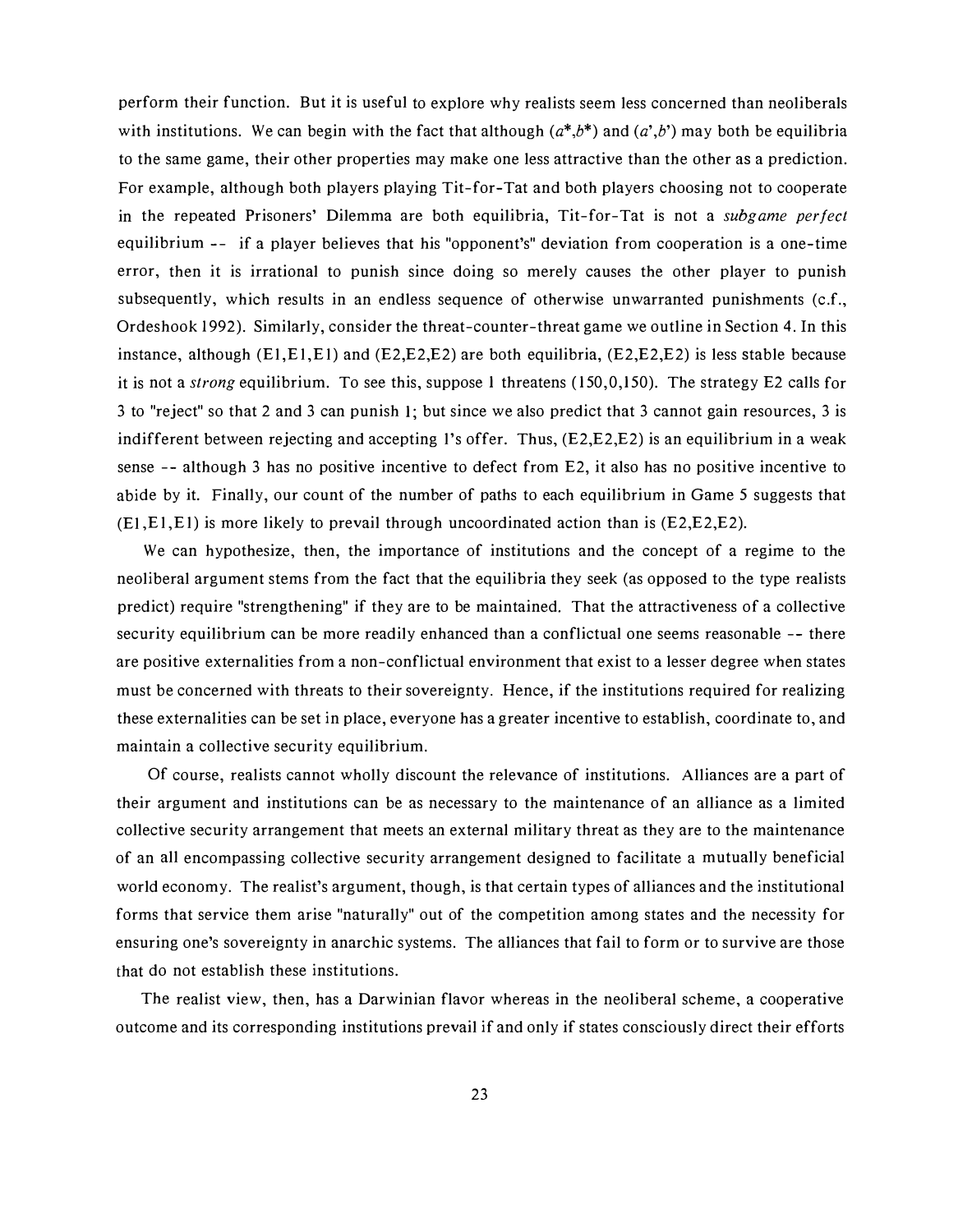perform their function. But it is useful to explore why realists seem less concerned than neoliberals with institutions. We can begin with the fact that although $(a^*,b^*)$ and $(a',b')$ may both be equilibria to the same game, their other properties may make one less attractive than the other as a prediction. For example, although both players playing Tit-for-Tat and both players choosing not to cooperate in the repeated Prisoners' Dilemma are both equilibria, Tit-for-Tat is not a *subgame perfect* equilibrium -- if a player believes that his "opponent's" deviation from cooperation is a one-time error, then it is irrational to punish since doing so merely causes the other player to punish subsequently, which results in an endless sequence of otherwise unwarranted punishments (c.f., Ordeshook 1992). Similarly, consider the threat-counter-threat game we outline in Section 4. In this instance, although (E1,E1,E1) and (E2,E2,E2) are both equilibria, (E2,E2,E2) is less stable because it is not a *strong* equilibrium. To see this, suppose 1 threatens (150,0,150). The strategy E2 calls for 3 to "reject" so that 2 and 3 can punish 1; but since we also predict that 3 cannot gain resources, 3 is indifferent between rejecting and accepting 1's offer. Thus, (E2,E2,E2) is an equilibrium in a weak sense -- although 3 has no positive incentive to defect from E2, it also has no positive incentive to abide by it. Finally, our count of the number of paths to each equilibrium in Game 5 suggests that (E1,E1,E1) is more likely to prevail through uncoordinated action than is (E2,E2,E2).

We can hypothesize, then, the importance of institutions and the concept of a regime to the neoliberal argument stems from the fact that the equilibria they seek (as opposed to the type realists predict) require "strengthening" if they are to be maintained. That the attractiveness of a collective security equilibrium can be more readily enhanced than a conflictual one seems reasonable -- there are positive externalities from a non-conflictual environment that exist to a lesser degree when states must be concerned with threats to their sovereignty. Hence, if the institutions required for realizing these externalities can be set in place, everyone has a greater incentive to establish, coordinate to, and maintain a collective security equilibrium.

Of course, realists cannot wholly discount the relevance of institutions. Alliances are a part of their argument and institutions can be as necessary to the maintenance of an alliance as a limited collective security arrangement that meets an external military threat as they are to the maintenance of an all encompassing collective security arrangement designed to facilitate a mutually beneficial world economy. The realist's argument, though, is that certain types of alliances and the institutional forms that service them arise "naturally" out of the competition among states and the necessity for ensuring one's sovereignty in anarchic systems. The alliances that fail to form or to survive are those that do not establish these institutions.

The realist view, then, has a Darwinian flavor whereas in the neoliberal scheme, a cooperative outcome and its corresponding institutions prevail if and only if states consciously direct their efforts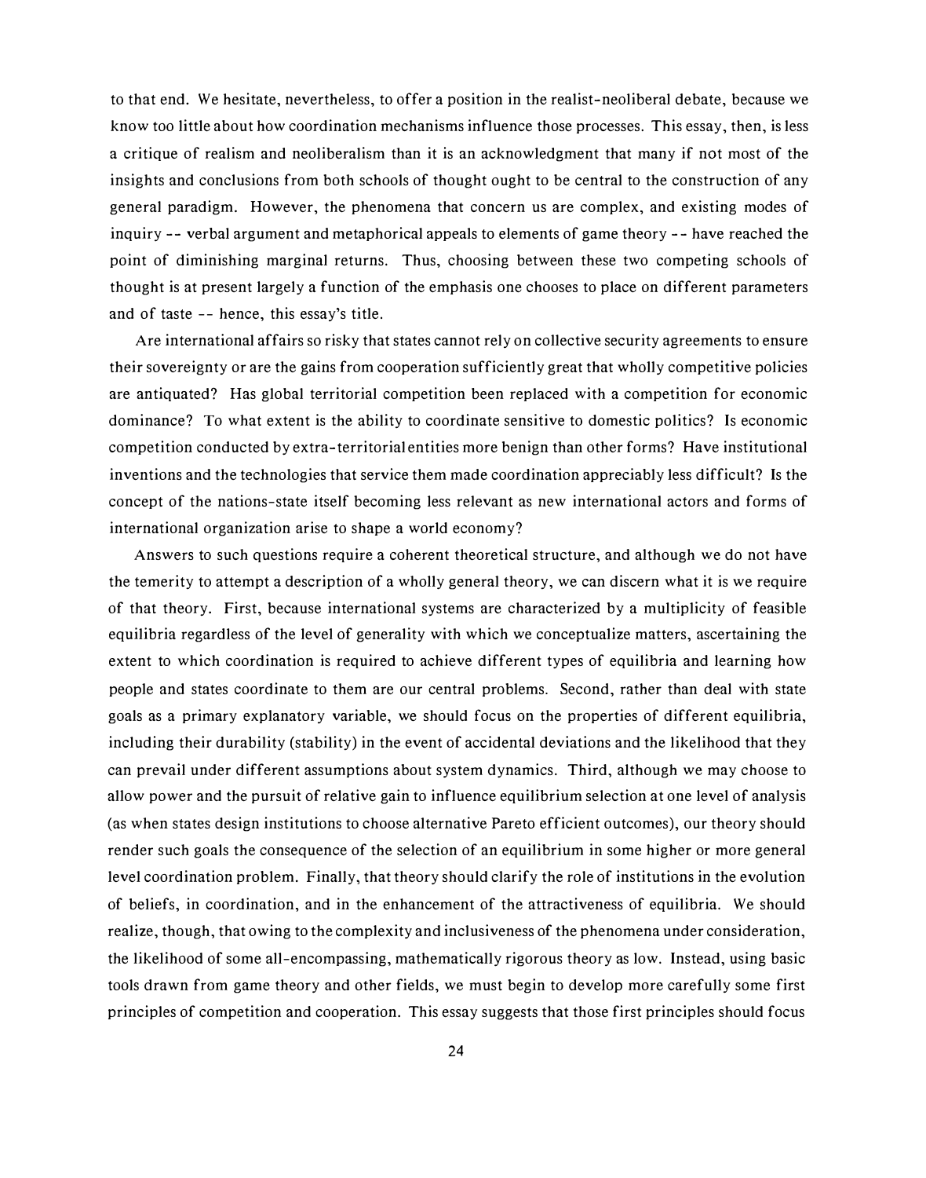to that end. We hesitate, nevertheless, to offer a position in the realist-neoliberal debate, because we know too little about how coordination mechanisms influence those processes. This essay, then, is less a critique of realism and neoliberalism than it is an acknowledgment that many if not most of the insights and conclusions from both schools of thought ought to be central to the construction of any general paradigm. However, the phenomena that concern us are complex, and existing modes of inquiry -- verbal argument and metaphorical appeals to elements of game theory -- have reached the point of diminishing marginal returns. Thus, choosing between these two competing schools of thought is at present largely a function of the emphasis one chooses to place on different parameters and of taste -- hence, this essay's title.

Are international affairs so risky that states cannot rely on collective security agreements to ensure their sovereignty or are the gains from cooperation sufficiently great that wholly competitive policies are antiquated? Has global territorial competition been replaced with a competition for economic dominance? To what extent is the ability to coordinate sensitive to domestic politics? Is economic competition conducted by extra-territorial entities more benign than other forms? Have institutional inventions and the technologies that service them made coordination appreciably less difficult? Is the concept of the nations-state itself becoming less relevant as new international actors and forms of international organization arise to shape a world economy?

Answers to such questions require a coherent theoretical structure, and although we do not have the temerity to attempt a description of a wholly general theory, we can discern what it is we require of that theory. First, because international systems are characterized by a multiplicity of feasible equilibria regardless of the level of generality with which we conceptualize matters, ascertaining the extent to which coordination is required to achieve different types of equilibria and learning how people and states coordinate to them are our central problems. Second, rather than deal with state goals as a primary explanatory variable, we should focus on the properties of different equilibria, including their durability (stability) in the event of accidental deviations and the likelihood that they can prevail under different assumptions about system dynamics. Third, although we may choose to allow power and the pursuit of relative gain to influence equilibrium selection at one level of analysis (as when states design institutions to choose alternative Pareto efficient outcomes), our theory should render such goals the consequence of the selection of an equilibrium in some higher or more general level coordination problem. Finally, that theory should clarify the role of institutions in the evolution of beliefs, in coordination, and in the enhancement of the attractiveness of equilibria. We should realize, though, that owing to the complexity and inclusiveness of the phenomena under consideration, the likelihood of some all-encompassing, mathematically rigorous theory as low. Instead, using basic tools drawn from game theory and other fields, we must begin to develop more carefully some first principles of competition and cooperation. This essay suggests that those first principles should focus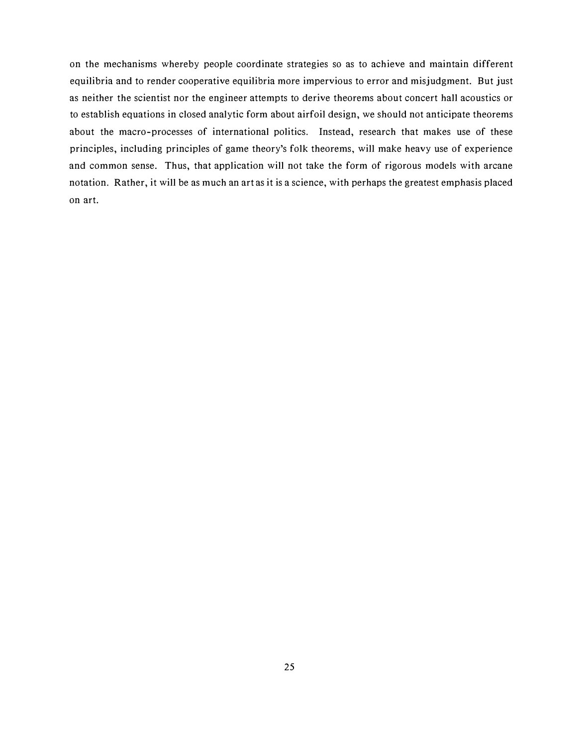on the mechanisms whereby people coordinate strategies so as to achieve and maintain different equilibria and to render cooperative equilibria more impervious to error and misjudgment. But just as neither the scientist nor the engineer attempts to derive theorems about concert hall acoustics or to establish equations in closed analytic form about airfoil design, we should not anticipate theorems about the macro-processes of international politics. Instead, research that makes use of these principles, including principles of game theory's folk theorems, will make heavy use of experience and common sense. Thus, that application will not take the form of rigorous models with arcane notation. Rather, it will be as much an art as it is a science, with perhaps the greatest emphasis placed on art.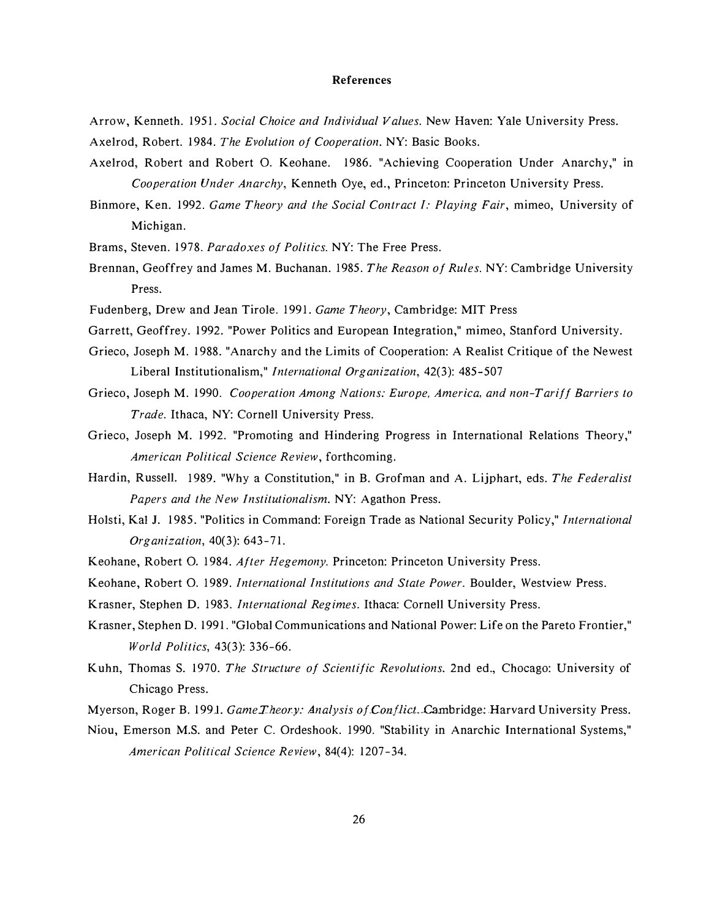# References

Arrow, Kenneth. 1951. *Social Choice and Individual Values*. New Haven: Yale University Press.

Axelrod, Robert. 1984. *The Evolution of Cooperation*. NY: Basic Books.

Axelrod, Robert and Robert O. Keohane. 1986. "Achieving Cooperation Under Anarchy," in *Cooperation Under Anarchy*, Kenneth Oye, ed., Princeton: Princeton University Press.

Binmore, Ken. 1992. *Game Theory and the Social Contract I: Playing Fair*, mimeo, University of Michigan.

Brams, Steven. 1978. *Paradoxes of Politics*. NY: The Free Press.

Brennan, Geoffrey and James M. Buchanan. 1985. *The Reason of Rules*. NY: Cambridge University Press.

Fudenberg, Drew and Jean Tirole. 1991. *Game Theory*, Cambridge: MIT Press

Garrett, Geoffrey. 1992. "Power Politics and European Integration," mimeo, Stanford University.

Grieco, Joseph M. 1988. "Anarchy and the Limits of Cooperation: A Realist Critique of the Newest Liberal Institutionalism," *International Organization*, 42(3): 485-507

Grieco, Joseph M. 1990. *Cooperation Among Nations: Europe, America, and non-Tariff Barriers to Trade*. Ithaca, NY: Cornell University Press.

Grieco, Joseph M. 1992. "Promoting and Hindering Progress in International Relations Theory," *American Political Science Review*, forthcoming.

Hardin, Russell. 1989. "Why a Constitution," in B. Grofman and A. Lijphart, eds. *The Federalist Papers and the New Institutionalism*. NY: Agathon Press.

Holsti, Kal J. 1985. "Politics in Command: Foreign Trade as National Security Policy," *International Organization*, 40(3): 643-71.

Keohane, Robert O. 1984. *After Hegemony*. Princeton: Princeton University Press.

Keohane, Robert O. 1989. *International Institutions and State Power*. Boulder, Westview Press.

Krasner, Stephen D. 1983. *International Regimes*. Ithaca: Cornell University Press.

Krasner, Stephen D. 1991. "Global Communications and National Power: Life on the Pareto Frontier," *World Politics*, 43(3): 336-66.

Kuhn, Thomas S. 1970. *The Structure of Scientific Revolutions*. 2nd ed., Chocago: University of Chicago Press.

Myerson, Roger B. 1991. *Game Theory: Analysis of Conflict*. Cambridge: Harvard University Press.

Niou, Emerson M.S. and Peter C. Ordeshook. 1990. "Stability in Anarchic International Systems," *American Political Science Review*, 84(4): 1207-34.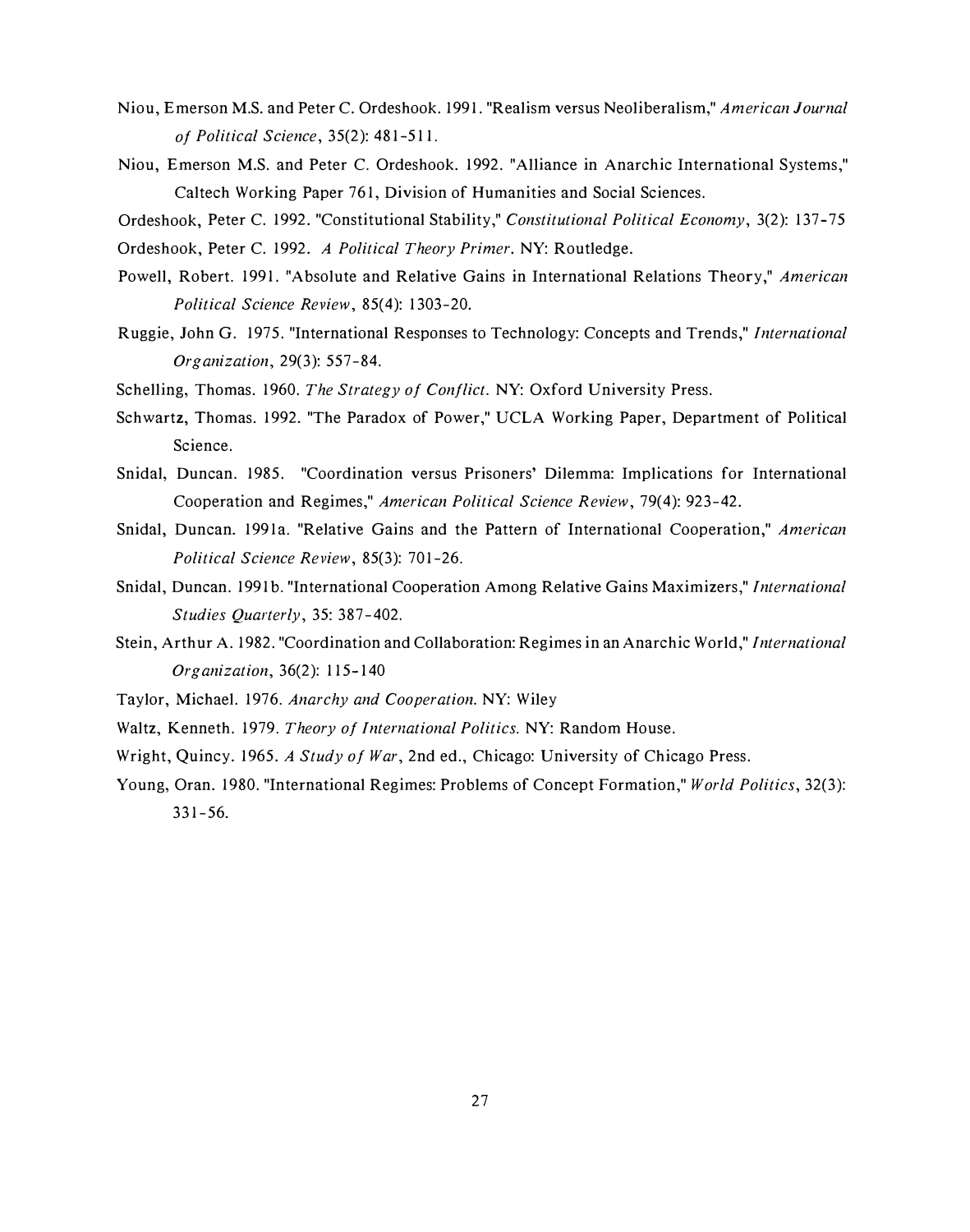Niou, Emerson M.S. and Peter C. Ordeshook. 1991. "Realism versus Neoliberalism," *American Journal of Political Science*, 35(2): 481-511.

Niou, Emerson M.S. and Peter C. Ordeshook. 1992. "Alliance in Anarchic International Systems," Caltech Working Paper 761, Division of Humanities and Social Sciences.

Ordeshook, Peter C. 1992. "Constitutional Stability," *Constitutional Political Economy*, 3(2): 137-75

Ordeshook, Peter C. 1992. *A Political Theory Primer*. NY: Routledge.

Powell, Robert. 1991. "Absolute and Relative Gains in International Relations Theory," *American Political Science Review*, 85(4): 1303-20.

Ruggie, John G. 1975. "International Responses to Technology: Concepts and Trends," *International Organization*, 29(3): 557-84.

Schelling, Thomas. 1960. *The Strategy of Conflict*. NY: Oxford University Press.

Schwartz, Thomas. 1992. "The Paradox of Power," UCLA Working Paper, Department of Political Science.

Snidal, Duncan. 1985. "Coordination versus Prisoners' Dilemma: Implications for International Cooperation and Regimes," *American Political Science Review*, 79(4): 923-42.

Snidal, Duncan. 1991a. "Relative Gains and the Pattern of International Cooperation," *American Political Science Review*, 85(3): 701-26.

Snidal, Duncan. 1991b. "International Cooperation Among Relative Gains Maximizers," *International Studies Quarterly*, 35: 387-402.

Stein, Arthur A. 1982. "Coordination and Collaboration: Regimes in an Anarchic World," *International Organization*, 36(2): 115-140

Taylor, Michael. 1976. *Anarchy and Cooperation*. NY: Wiley

Waltz, Kenneth. 1979. *Theory of International Politics*. NY: Random House.

Wright, Quincy. 1965. *A Study of War*, 2nd ed., Chicago: University of Chicago Press.

Young, Oran. 1980. "International Regimes: Problems of Concept Formation," *World Politics*, 32(3): 331-56.